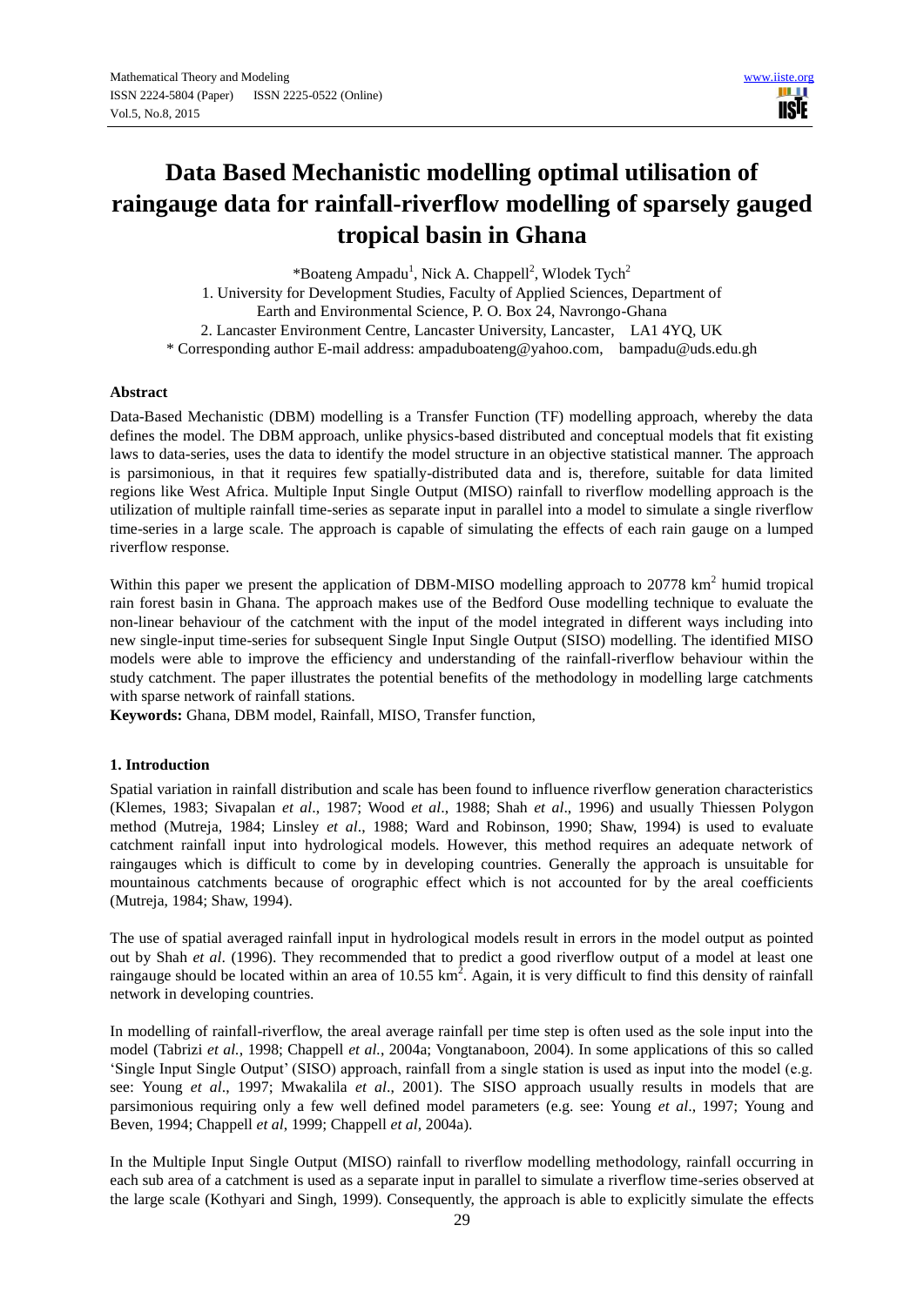# Data Based Mechanistic modelling optimal utilisation of raingauge data for rainfall-riverflow modelling of sparsely gauged tropical basin in Ghana

*Boateng Ampadu[1], Nick A. Chappell[2], Wlodek Tych[2]

1. University for Development Studies, Faculty of Applied Sciences, Department of Earth and Environmental Science, P. O. Box 24, Navrongo-Ghana
2. Lancaster Environment Centre, Lancaster University, Lancaster, LA1 4YQ, UK

\* Corresponding author E-mail address: ampaduboateng@yahoo.com, bampadu@uds.edu.gh

## Abstract

Data-Based Mechanistic (DBM) modelling is a Transfer Function (TF) modelling approach, whereby the data defines the model. The DBM approach, unlike physics-based distributed and conceptual models that fit existing laws to data-series, uses the data to identify the model structure in an objective statistical manner. The approach is parsimonious, in that it requires few spatially-distributed data and is, therefore, suitable for data limited regions like West Africa. Multiple Input Single Output (MISO) rainfall to riverflow modelling approach is the utilization of multiple rainfall time-series as separate input in parallel into a model to simulate a single riverflow time-series in a large scale. The approach is capable of simulating the effects of each rain gauge on a lumped riverflow response.

Within this paper we present the application of DBM-MISO modelling approach to 20778 km$^2$ humid tropical rain forest basin in Ghana. The approach makes use of the Bedford Ouse modelling technique to evaluate the non-linear behaviour of the catchment with the input of the model integrated in different ways including into new single-input time-series for subsequent Single Input Single Output (SISO) modelling. The identified MISO models were able to improve the efficiency and understanding of the rainfall-riverflow behaviour within the study catchment. The paper illustrates the potential benefits of the methodology in modelling large catchments with sparse network of rainfall stations.

**Keywords:** Ghana, DBM model, Rainfall, MISO, Transfer function,

## 1. Introduction

Spatial variation in rainfall distribution and scale has been found to influence riverflow generation characteristics (Klemes, 1983; Sivapalan *et al*., 1987; Wood *et al*., 1988; Shah *et al*., 1996) and usually Thiessen Polygon method (Mutreja, 1984; Linsley *et al*., 1988; Ward and Robinson, 1990; Shaw, 1994) is used to evaluate catchment rainfall input into hydrological models. However, this method requires an adequate network of raingauges which is difficult to come by in developing countries. Generally the approach is unsuitable for mountainous catchments because of orographic effect which is not accounted for by the areal coefficients (Mutreja, 1984; Shaw, 1994).

The use of spatial averaged rainfall input in hydrological models result in errors in the model output as pointed out by Shah *et al*. (1996). They recommended that to predict a good riverflow output of a model at least one raingauge should be located within an area of 10.55 km$^2$. Again, it is very difficult to find this density of rainfall network in developing countries.

In modelling of rainfall-riverflow, the areal average rainfall per time step is often used as the sole input into the model (Tabrizi *et al.*, 1998; Chappell *et al.*, 2004a; Vongtanaboon, 2004). In some applications of this so called 'Single Input Single Output' (SISO) approach, rainfall from a single station is used as input into the model (e.g. see: Young *et al*., 1997; Mwakalila *et al*., 2001). The SISO approach usually results in models that are parsimonious requiring only a few well defined model parameters (e.g. see: Young *et al*., 1997; Young and Beven, 1994; Chappell *et al*, 1999; Chappell *et al*, 2004a).

In the Multiple Input Single Output (MISO) rainfall to riverflow modelling methodology, rainfall occurring in each sub area of a catchment is used as a separate input in parallel to simulate a riverflow time-series observed at the large scale (Kothyari and Singh, 1999). Consequently, the approach is able to explicitly simulate the effects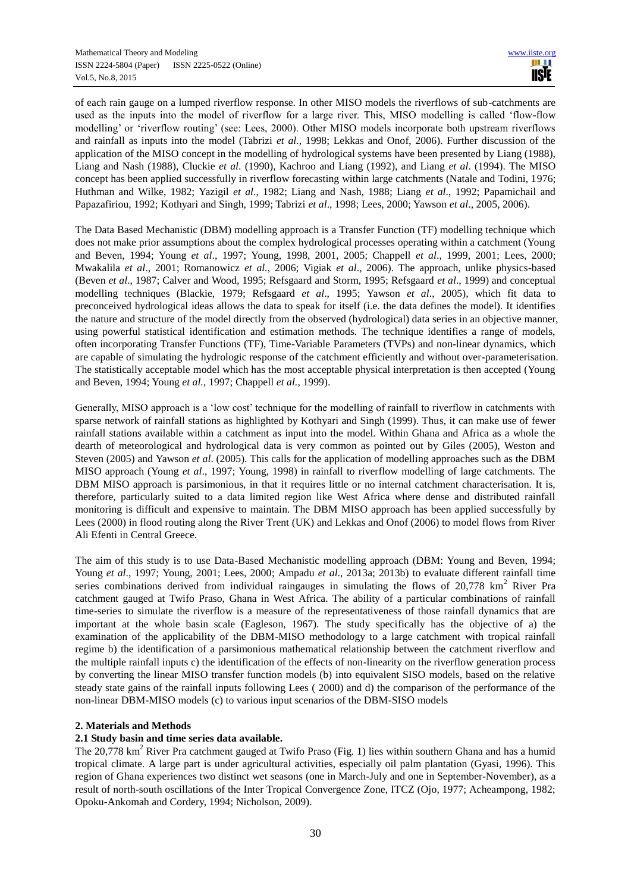of each rain gauge on a lumped riverflow response. In other MISO models the riverflows of sub-catchments are used as the inputs into the model of riverflow for a large river. This, MISO modelling is called 'flow-flow modelling' or 'riverflow routing' (see: Lees, 2000). Other MISO models incorporate both upstream riverflows and rainfall as inputs into the model (Tabrizi *et al.*, 1998; Lekkas and Onof, 2006). Further discussion of the application of the MISO concept in the modelling of hydrological systems have been presented by Liang (1988), Liang and Nash (1988), Cluckie *et al*. (1990), Kachroo and Liang (1992), and Liang *et al*. (1994). The MISO concept has been applied successfully in riverflow forecasting within large catchments (Natale and Todini, 1976; Huthman and Wilke, 1982; Yazigil *et al*., 1982; Liang and Nash, 1988; Liang *et al*., 1992; Papamichail and Papazafiriou, 1992; Kothyari and Singh, 1999; Tabrizi *et al*., 1998; Lees, 2000; Yawson *et al*., 2005, 2006).

The Data Based Mechanistic (DBM) modelling approach is a Transfer Function (TF) modelling technique which does not make prior assumptions about the complex hydrological processes operating within a catchment (Young and Beven, 1994; Young *et al*., 1997; Young, 1998, 2001, 2005; Chappell *et al*., 1999, 2001; Lees, 2000; Mwakalila *et al*., 2001; Romanowicz *et al.*, 2006; Vigiak *et al*., 2006). The approach, unlike physics-based (Beven *et al*., 1987; Calver and Wood, 1995; Refsgaard and Storm, 1995; Refsgaard *et al*., 1999) and conceptual modelling techniques (Blackie, 1979; Refsgaard *et al*., 1995; Yawson *et al*., 2005), which fit data to preconceived hydrological ideas allows the data to speak for itself (i.e. the data defines the model). It identifies the nature and structure of the model directly from the observed (hydrological) data series in an objective manner, using powerful statistical identification and estimation methods. The technique identifies a range of models, often incorporating Transfer Functions (TF), Time-Variable Parameters (TVPs) and non-linear dynamics, which are capable of simulating the hydrologic response of the catchment efficiently and without over-parameterisation. The statistically acceptable model which has the most acceptable physical interpretation is then accepted (Young and Beven, 1994; Young *et al.*, 1997; Chappell *et al.*, 1999).

Generally, MISO approach is a 'low cost' technique for the modelling of rainfall to riverflow in catchments with sparse network of rainfall stations as highlighted by Kothyari and Singh (1999). Thus, it can make use of fewer rainfall stations available within a catchment as input into the model. Within Ghana and Africa as a whole the dearth of meteorological and hydrological data is very common as pointed out by Giles (2005), Weston and Steven (2005) and Yawson *et al*. (2005). This calls for the application of modelling approaches such as the DBM MISO approach (Young *et al*., 1997; Young, 1998) in rainfall to riverflow modelling of large catchments. The DBM MISO approach is parsimonious, in that it requires little or no internal catchment characterisation. It is, therefore, particularly suited to a data limited region like West Africa where dense and distributed rainfall monitoring is difficult and expensive to maintain. The DBM MISO approach has been applied successfully by Lees (2000) in flood routing along the River Trent (UK) and Lekkas and Onof (2006) to model flows from River Ali Efenti in Central Greece.

The aim of this study is to use Data-Based Mechanistic modelling approach (DBM: Young and Beven, 1994; Young *et al*., 1997; Young, 2001; Lees, 2000; Ampadu *et al*., 2013a; 2013b) to evaluate different rainfall time series combinations derived from individual raingauges in simulating the flows of 20,778 km$^2$ River Pra catchment gauged at Twifo Praso, Ghana in West Africa. The ability of a particular combinations of rainfall time-series to simulate the riverflow is a measure of the representativeness of those rainfall dynamics that are important at the whole basin scale (Eagleson, 1967). The study specifically has the objective of a) the examination of the applicability of the DBM-MISO methodology to a large catchment with tropical rainfall regime b) the identification of a parsimonious mathematical relationship between the catchment riverflow and the multiple rainfall inputs c) the identification of the effects of non-linearity on the riverflow generation process by converting the linear MISO transfer function models (b) into equivalent SISO models, based on the relative steady state gains of the rainfall inputs following Lees ( 2000) and d) the comparison of the performance of the non-linear DBM-MISO models (c) to various input scenarios of the DBM-SISO models

## 2. Materials and Methods

### 2.1 Study basin and time series data available.

The 20,778 km$^2$ River Pra catchment gauged at Twifo Praso (Fig. 1) lies within southern Ghana and has a humid tropical climate. A large part is under agricultural activities, especially oil palm plantation (Gyasi, 1996). This region of Ghana experiences two distinct wet seasons (one in March-July and one in September-November), as a result of north-south oscillations of the Inter Tropical Convergence Zone, ITCZ (Ojo, 1977; Acheampong, 1982; Opoku-Ankomah and Cordery, 1994; Nicholson, 2009).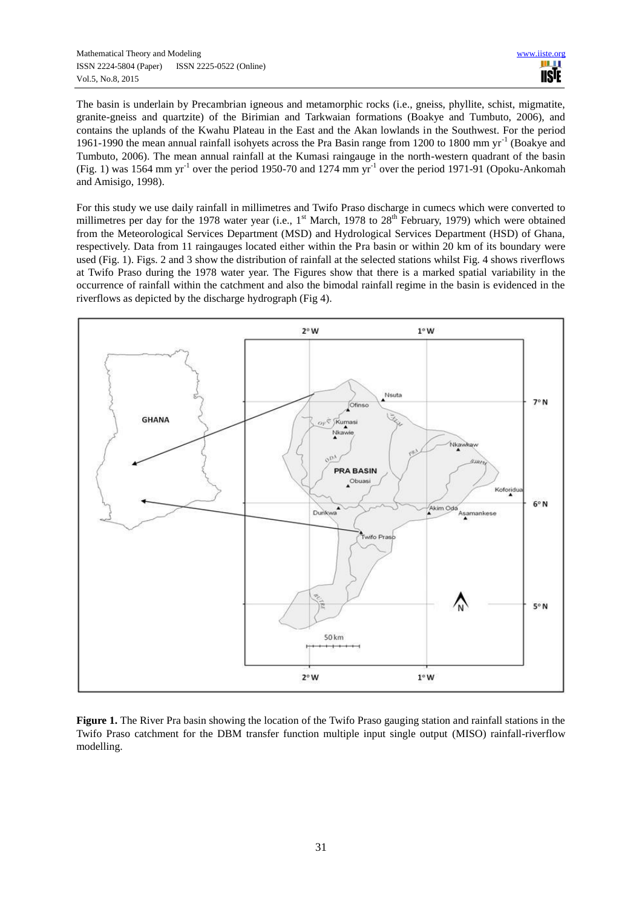The basin is underlain by Precambrian igneous and metamorphic rocks (i.e., gneiss, phyllite, schist, migmatite, granite-gneiss and quartzite) of the Birimian and Tarkwaian formations (Boakye and Tumbuto, 2006), and contains the uplands of the Kwahu Plateau in the East and the Akan lowlands in the Southwest. For the period 1961-1990 the mean annual rainfall isohyets across the Pra Basin range from 1200 to 1800 mm $yr^{-1}$ (Boakye and Tumbuto, 2006). The mean annual rainfall at the Kumasi raingauge in the north-western quadrant of the basin (Fig. 1) was 1564 mm $yr^{-1}$ over the period 1950-70 and 1274 mm $yr^{-1}$ over the period 1971-91 (Opoku-Ankomah and Amisigo, 1998).

For this study we use daily rainfall in millimetres and Twifo Praso discharge in cumecs which were converted to millimetres per day for the 1978 water year (i.e., 1st March, 1978 to 28th February, 1979) which were obtained from the Meteorological Services Department (MSD) and Hydrological Services Department (HSD) of Ghana, respectively. Data from 11 raingauges located either within the Pra basin or within 20 km of its boundary were used (Fig. 1). Figs. 2 and 3 show the distribution of rainfall at the selected stations whilst Fig. 4 shows riverflows at Twifo Praso during the 1978 water year. The Figures show that there is a marked spatial variability in the occurrence of rainfall within the catchment and also the bimodal rainfall regime in the basin is evidenced in the riverflows as depicted by the discharge hydrograph (Fig 4).

**Figure 1.** The River Pra basin showing the location of the Twifo Praso gauging station and rainfall stations in the Twifo Praso catchment for the DBM transfer function multiple input single output (MISO) rainfall-riverflow modelling.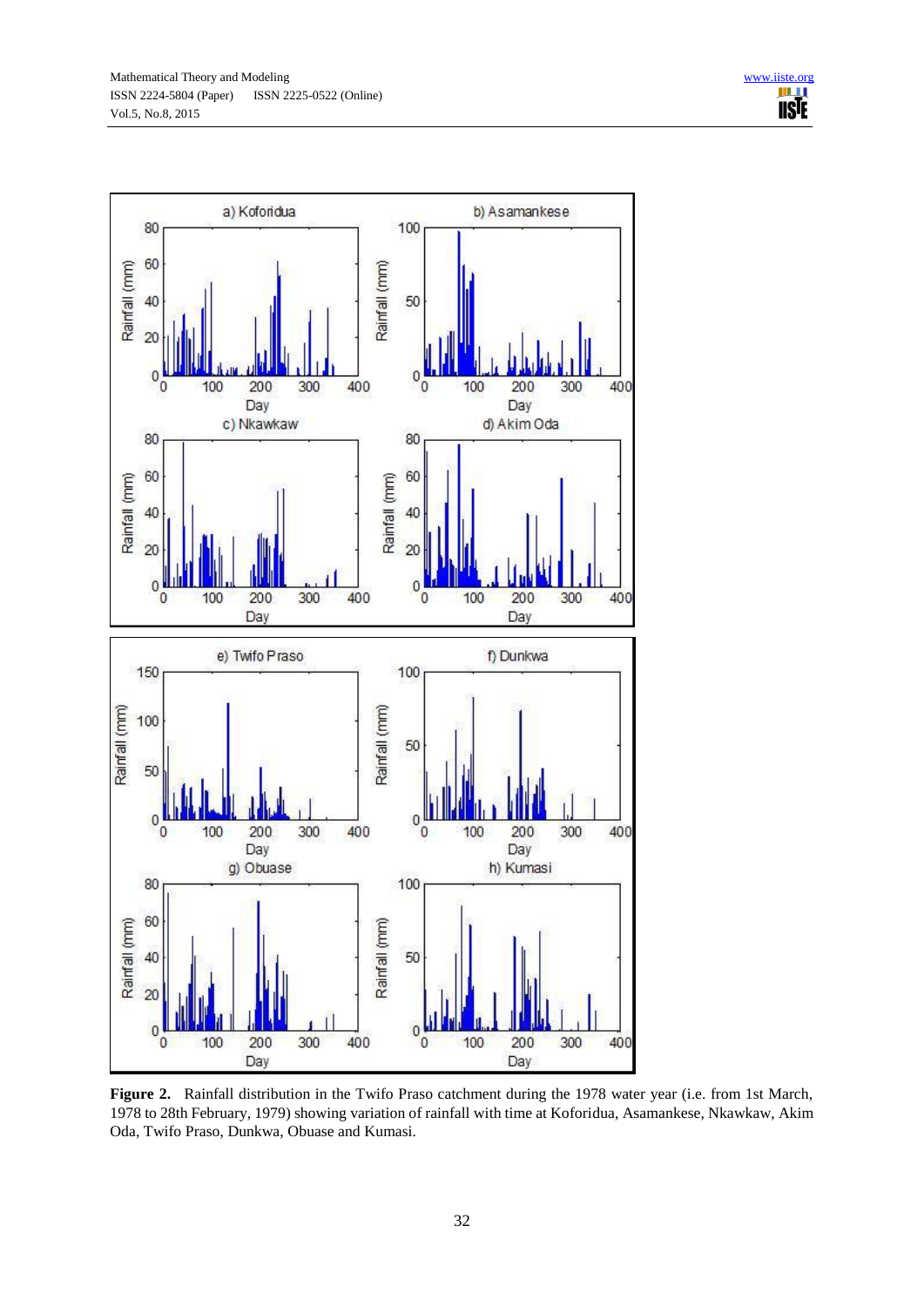**Figure 2.** Rainfall distribution in the Twifo Praso catchment during the 1978 water year (i.e. from 1st March, 1978 to 28th February, 1979) showing variation of rainfall with time at Koforidua, Asamankese, Nkawkaw, Akim Oda, Twifo Praso, Dunkwa, Obuase and Kumasi.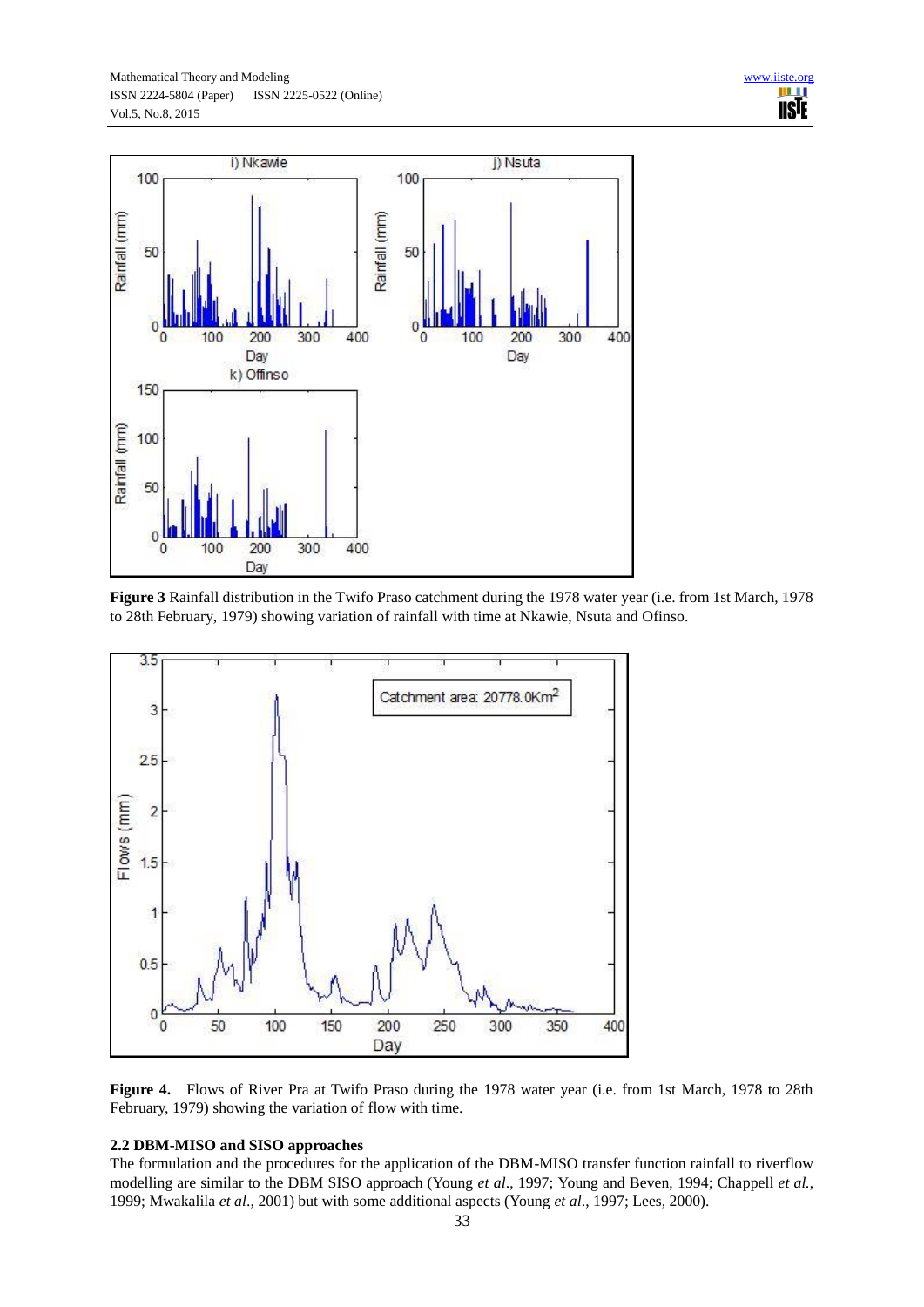**Figure 3** Rainfall distribution in the Twifo Praso catchment during the 1978 water year (i.e. from 1st March, 1978 to 28th February, 1979) showing variation of rainfall with time at Nkawie, Nsuta and Ofinso.

**Figure 4.** Flows of River Pra at Twifo Praso during the 1978 water year (i.e. from 1st March, 1978 to 28th February, 1979) showing the variation of flow with time.

### 2.2 DBM-MISO and SISO approaches

The formulation and the procedures for the application of the DBM-MISO transfer function rainfall to riverflow modelling are similar to the DBM SISO approach (Young *et al*., 1997; Young and Beven, 1994; Chappell *et al.*, 1999; Mwakalila *et al*., 2001) but with some additional aspects (Young *et al*., 1997; Lees, 2000).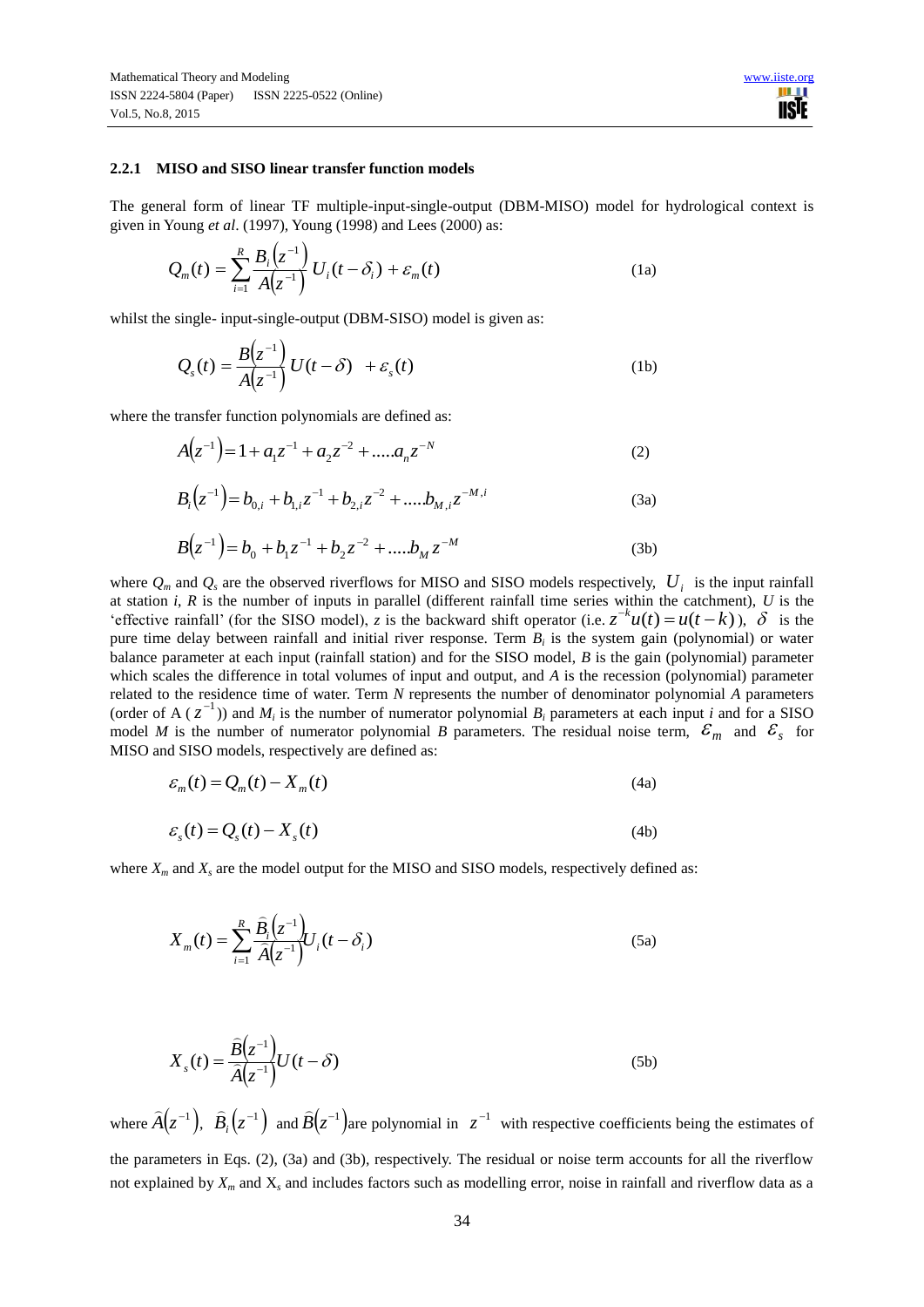#### 2.2.1 MISO and SISO linear transfer function models

The general form of linear TF multiple-input-single-output (DBM-MISO) model for hydrological context is given in Young *et al*. (1997), Young (1998) and Lees (2000) as:

$$Q_m(t) = \sum_{i=1}^{R} \frac{B_i\left(z^{-1}\right)}{A\left(z^{-1}\right)} U_i(t-\delta_i) + \varepsilon_m(t) \tag{1a}$$

whilst the single- input-single-output (DBM-SISO) model is given as:

$$Q_s(t) = \frac{B\left(z^{-1}\right)}{A\left(z^{-1}\right)} U(t-\delta) \ \ + \varepsilon_s(t) \tag{1b}$$

where the transfer function polynomials are defined as:

$$A\left(z^{-1}\right) = 1 + a_1 z^{-1} + a_2 z^{-2} + \ldots\ldots a_n z^{-N} \tag{2}$$

$$B_i\left(z^{-1}\right) = b_{0,i} + b_{1,i} z^{-1} + b_{2,i} z^{-2} + \ldots\ldots b_{M,i} z^{-M,i} \tag{3a}$$

$$B\left(z^{-1}\right) = b_0 + b_1 z^{-1} + b_2 z^{-2} + \ldots\ldots b_M z^{-M} \tag{3b}$$

where $Q_m$ and $Q_s$ are the observed riverflows for MISO and SISO models respectively, $U_i$ is the input rainfall at station *i*, *R* is the number of inputs in parallel (different rainfall time series within the catchment), *U* is the 'effective rainfall' (for the SISO model), *z* is the backward shift operator (i.e. $z^{-k}u(t) = u(t-k)$), $\delta$ is the pure time delay between rainfall and initial river response. Term $B_i$ is the system gain (polynomial) or water balance parameter at each input (rainfall station) and for the SISO model, *B* is the gain (polynomial) parameter which scales the difference in total volumes of input and output, and *A* is the recession (polynomial) parameter related to the residence time of water. Term *N* represents the number of denominator polynomial *A* parameters (order of A ( $z^{-1}$)) and $M_i$ is the number of numerator polynomial $B_i$ parameters at each input *i* and for a SISO model *M* is the number of numerator polynomial *B* parameters. The residual noise term, $\varepsilon_m$ and $\varepsilon_s$ for MISO and SISO models, respectively are defined as:

$$\varepsilon_m(t) = Q_m(t) - X_m(t) \tag{4a}$$

$$\varepsilon_s(t) = Q_s(t) - X_s(t) \tag{4b}$$

where $X_m$ and $X_s$ are the model output for the MISO and SISO models, respectively defined as:

$$X_m(t) = \sum_{i=1}^{R} \frac{\widehat{B}_i\left(z^{-1}\right)}{\widehat{A}\left(z^{-1}\right)} U_i(t-\delta_i) \tag{5a}$$

$$X_s(t) = \frac{\widehat{B}\left(z^{-1}\right)}{\widehat{A}\left(z^{-1}\right)} U(t-\delta) \tag{5b}$$

where $\widehat{A}\left(z^{-1}\right)$, $\widehat{B}_i\left(z^{-1}\right)$ and $\widehat{B}\left(z^{-1}\right)$are polynomial in $z^{-1}$ with respective coefficients being the estimates of the parameters in Eqs. (2), (3a) and (3b), respectively. The residual or noise term accounts for all the riverflow not explained by $X_m$ and $X_s$ and includes factors such as modelling error, noise in rainfall and riverflow data as a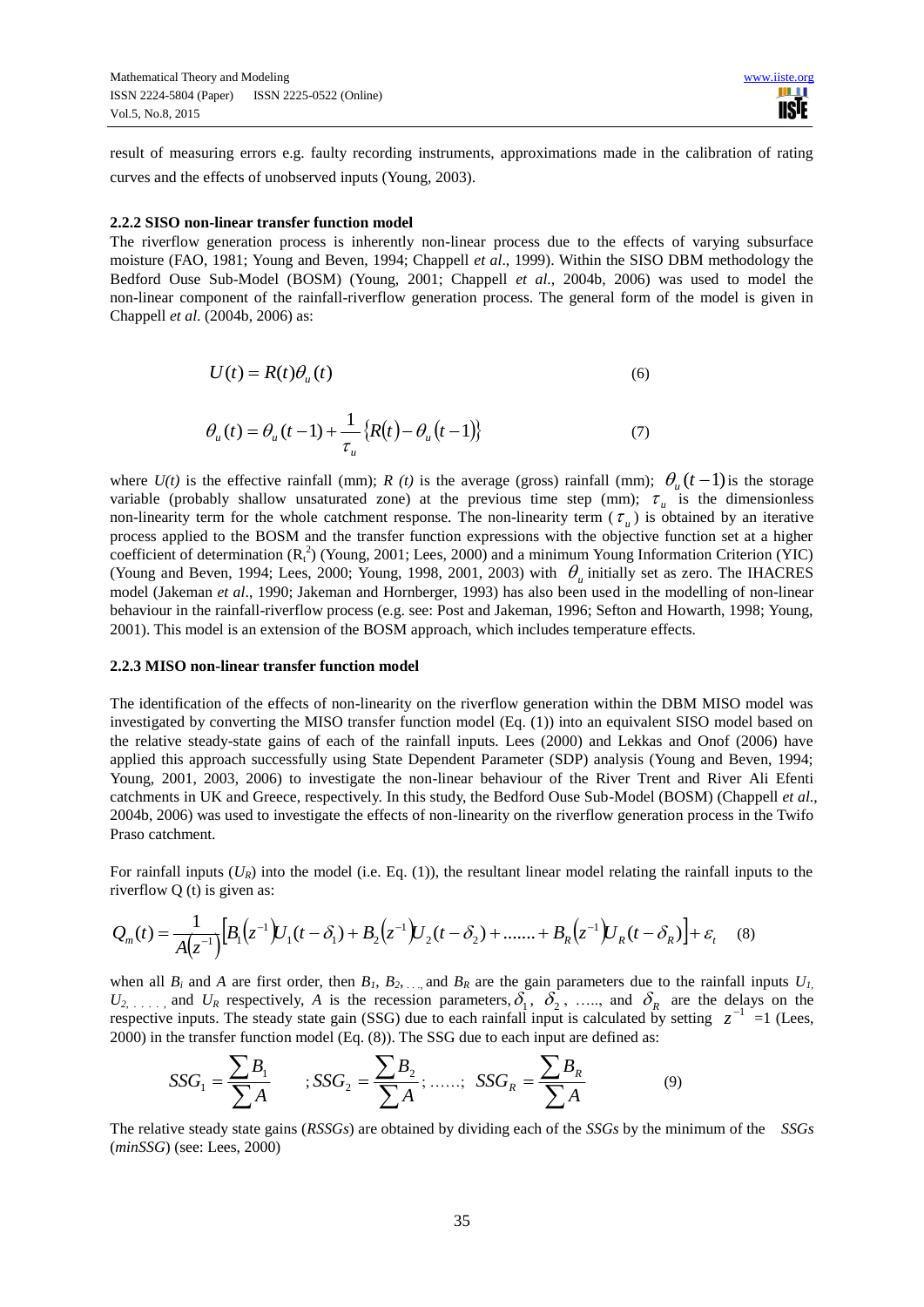result of measuring errors e.g. faulty recording instruments, approximations made in the calibration of rating curves and the effects of unobserved inputs (Young, 2003).

### 2.2.2 SISO non-linear transfer function model

The riverflow generation process is inherently non-linear process due to the effects of varying subsurface moisture (FAO, 1981; Young and Beven, 1994; Chappell *et al*., 1999). Within the SISO DBM methodology the Bedford Ouse Sub-Model (BOSM) (Young, 2001; Chappell *et al*., 2004b, 2006) was used to model the non-linear component of the rainfall-riverflow generation process. The general form of the model is given in Chappell *et al.* (2004b, 2006) as:

$$U(t) = R(t)\theta_u(t) \tag{6}$$

$$\theta_u(t) = \theta_u(t-1) + \frac{1}{\tau_u}\{R(t) - \theta_u(t-1)\} \tag{7}$$

where $U(t)$ is the effective rainfall (mm); $R(t)$ is the average (gross) rainfall (mm); $\theta_u(t-1)$ is the storage variable (probably shallow unsaturated zone) at the previous time step (mm); $\tau_u$ is the dimensionless non-linearity term for the whole catchment response. The non-linearity term ($\tau_u$) is obtained by an iterative process applied to the BOSM and the transfer function expressions with the objective function set at a higher coefficient of determination ($R_t^2$) (Young, 2001; Lees, 2000) and a minimum Young Information Criterion (YIC) (Young and Beven, 1994; Lees, 2000; Young, 1998, 2001, 2003) with $\theta_u$ initially set as zero. The IHACRES model (Jakeman *et al*., 1990; Jakeman and Hornberger, 1993) has also been used in the modelling of non-linear behaviour in the rainfall-riverflow process (e.g. see: Post and Jakeman, 1996; Sefton and Howarth, 1998; Young, 2001). This model is an extension of the BOSM approach, which includes temperature effects.

### 2.2.3 MISO non-linear transfer function model

The identification of the effects of non-linearity on the riverflow generation within the DBM MISO model was investigated by converting the MISO transfer function model (Eq. (1)) into an equivalent SISO model based on the relative steady-state gains of each of the rainfall inputs. Lees (2000) and Lekkas and Onof (2006) have applied this approach successfully using State Dependent Parameter (SDP) analysis (Young and Beven, 1994; Young, 2001, 2003, 2006) to investigate the non-linear behaviour of the River Trent and River Ali Efenti catchments in UK and Greece, respectively. In this study, the Bedford Ouse Sub-Model (BOSM) (Chappell *et al*., 2004b, 2006) was used to investigate the effects of non-linearity on the riverflow generation process in the Twifo Praso catchment.

For rainfall inputs ($U_R$) into the model (i.e. Eq. (1)), the resultant linear model relating the rainfall inputs to the riverflow Q (t) is given as:

$$Q_m(t) = \frac{1}{A(z^{-1})}\left[B_1(z^{-1})U_1(t-\delta_1) + B_2(z^{-1})U_2(t-\delta_2) + \dots\dots + B_R(z^{-1})U_R(t-\delta_R)\right] + \varepsilon_t \tag{8}$$

when all $B_i$ and $A$ are first order, then $B_1$, $B_2$, ..., and $B_R$ are the gain parameters due to the rainfall inputs $U_1$, $U_2$, ..., and $U_R$ respectively, $A$ is the recession parameters, $\delta_1$, $\delta_2$, ….., and $\delta_R$ are the delays on the respective inputs. The steady state gain (SSG) due to each rainfall input is calculated by setting $z^{-1}=1$ (Lees, 2000) in the transfer function model (Eq. (8)). The SSG due to each input are defined as:

$$SSG_1 = \frac{\sum B_1}{\sum A} \quad ; SSG_2 = \frac{\sum B_2}{\sum A}; \dots\dots; \; SSG_R = \frac{\sum B_R}{\sum A} \tag{9}$$

The relative steady state gains (*RSSGs*) are obtained by dividing each of the *SSGs* by the minimum of the *SSGs* (*minSSG*) (see: Lees, 2000)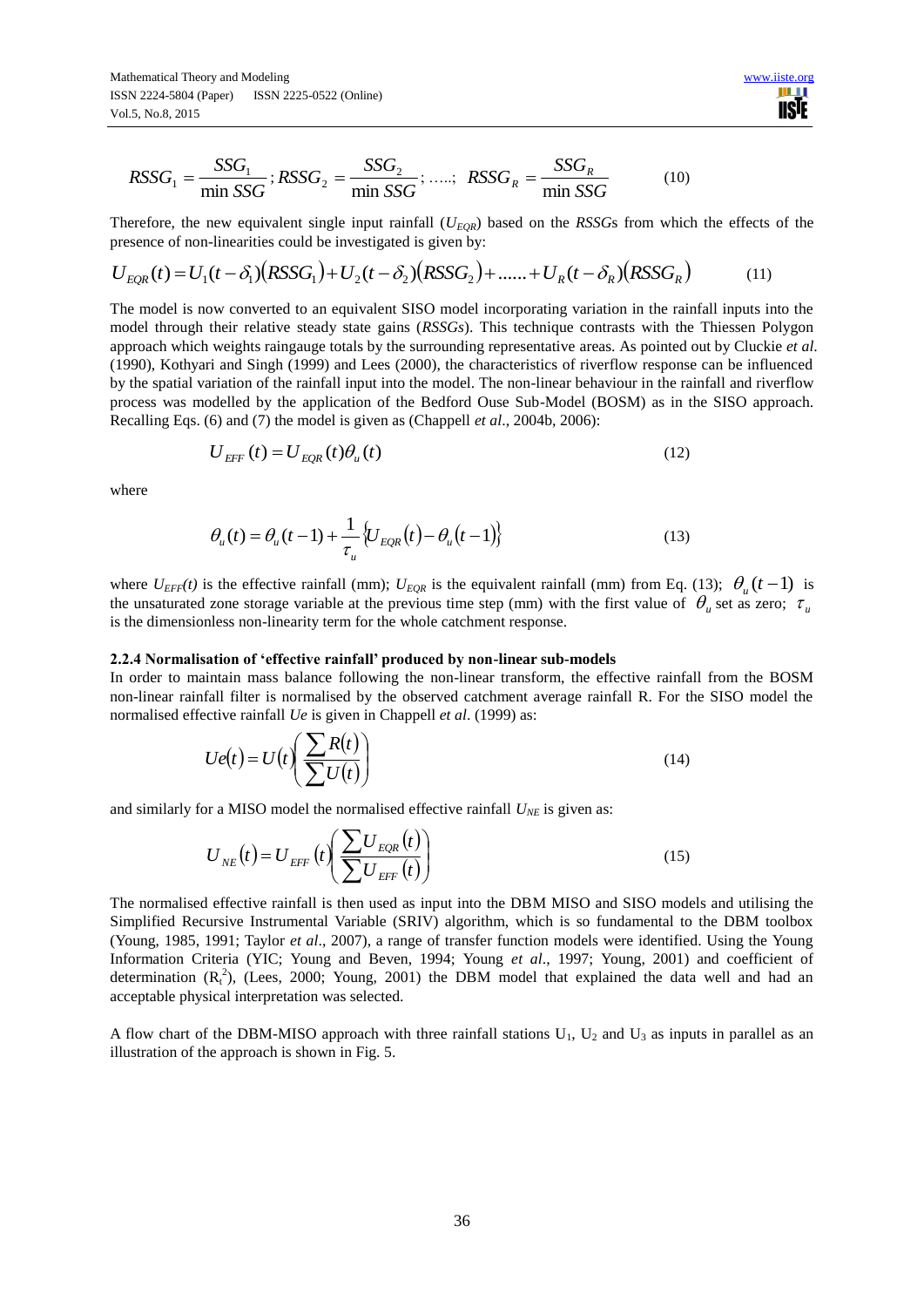$$RSSG_1 = \frac{SSG_1}{\min SSG}; RSSG_2 = \frac{SSG_2}{\min SSG}; \ldots; \; RSSG_R = \frac{SSG_R}{\min SSG} \tag{10}$$

Therefore, the new equivalent single input rainfall ($U_{EQR}$) based on the *RSSG*s from which the effects of the presence of non-linearities could be investigated is given by:

$$U_{EQR}(t) = U_1(t-\delta_1)(RSSG_1) + U_2(t-\delta_2)(RSSG_2) + \ldots\ldots + U_R(t-\delta_R)(RSSG_R) \tag{11}$$

The model is now converted to an equivalent SISO model incorporating variation in the rainfall inputs into the model through their relative steady state gains (*RSSGs*). This technique contrasts with the Thiessen Polygon approach which weights raingauge totals by the surrounding representative areas. As pointed out by Cluckie *et al*. (1990), Kothyari and Singh (1999) and Lees (2000), the characteristics of riverflow response can be influenced by the spatial variation of the rainfall input into the model. The non-linear behaviour in the rainfall and riverflow process was modelled by the application of the Bedford Ouse Sub-Model (BOSM) as in the SISO approach. Recalling Eqs. (6) and (7) the model is given as (Chappell *et al*., 2004b, 2006):

$$U_{EFF}(t) = U_{EQR}(t)\theta_u(t) \tag{12}$$

where

$$\theta_u(t) = \theta_u(t-1) + \frac{1}{\tau_u}\{U_{EQR}(t) - \theta_u(t-1)\} \tag{13}$$

where $U_{EFF}(t)$ is the effective rainfall (mm); $U_{EQR}$ is the equivalent rainfall (mm) from Eq. (13); $\theta_u(t-1)$ is the unsaturated zone storage variable at the previous time step (mm) with the first value of $\theta_u$ set as zero; $\tau_u$ is the dimensionless non-linearity term for the whole catchment response.

### 2.2.4 Normalisation of 'effective rainfall' produced by non-linear sub-models

In order to maintain mass balance following the non-linear transform, the effective rainfall from the BOSM non-linear rainfall filter is normalised by the observed catchment average rainfall R. For the SISO model the normalised effective rainfall *Ue* is given in Chappell *et al*. (1999) as:

$$Ue(t) = U(t)\left(\frac{\sum R(t)}{\sum U(t)}\right) \tag{14}$$

and similarly for a MISO model the normalised effective rainfall $U_{NE}$ is given as:

$$U_{NE}(t) = U_{EFF}(t)\left(\frac{\sum U_{EQR}(t)}{\sum U_{EFF}(t)}\right) \tag{15}$$

The normalised effective rainfall is then used as input into the DBM MISO and SISO models and utilising the Simplified Recursive Instrumental Variable (SRIV) algorithm, which is so fundamental to the DBM toolbox (Young, 1985, 1991; Taylor *et al*., 2007), a range of transfer function models were identified. Using the Young Information Criteria (YIC; Young and Beven, 1994; Young *et al*., 1997; Young, 2001) and coefficient of determination ($R_t^2$), (Lees, 2000; Young, 2001) the DBM model that explained the data well and had an acceptable physical interpretation was selected.

A flow chart of the DBM-MISO approach with three rainfall stations $U_1$, $U_2$ and $U_3$ as inputs in parallel as an illustration of the approach is shown in Fig. 5.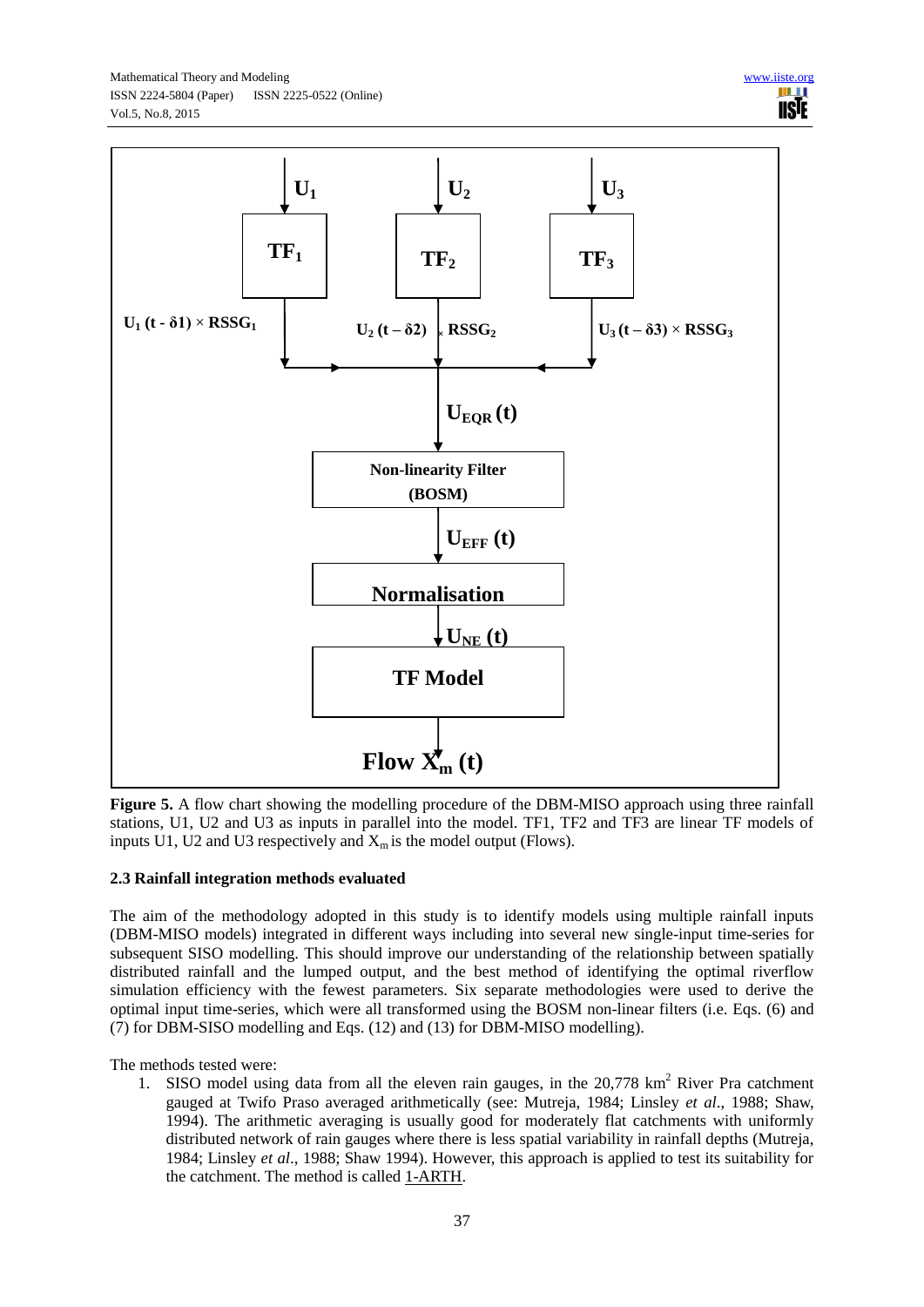**Figure 5.** A flow chart showing the modelling procedure of the DBM-MISO approach using three rainfall stations, U1, U2 and U3 as inputs in parallel into the model. TF1, TF2 and TF3 are linear TF models of inputs U1, U2 and U3 respectively and $X_m$ is the model output (Flows).

### 2.3 Rainfall integration methods evaluated

The aim of the methodology adopted in this study is to identify models using multiple rainfall inputs (DBM-MISO models) integrated in different ways including into several new single-input time-series for subsequent SISO modelling. This should improve our understanding of the relationship between spatially distributed rainfall and the lumped output, and the best method of identifying the optimal riverflow simulation efficiency with the fewest parameters. Six separate methodologies were used to derive the optimal input time-series, which were all transformed using the BOSM non-linear filters (i.e. Eqs. (6) and (7) for DBM-SISO modelling and Eqs. (12) and (13) for DBM-MISO modelling).

The methods tested were:

1. SISO model using data from all the eleven rain gauges, in the 20,778 km$^2$ River Pra catchment gauged at Twifo Praso averaged arithmetically (see: Mutreja, 1984; Linsley *et al*., 1988; Shaw, 1994). The arithmetic averaging is usually good for moderately flat catchments with uniformly distributed network of rain gauges where there is less spatial variability in rainfall depths (Mutreja, 1984; Linsley *et al*., 1988; Shaw 1994). However, this approach is applied to test its suitability for the catchment. The method is called 1-ARTH.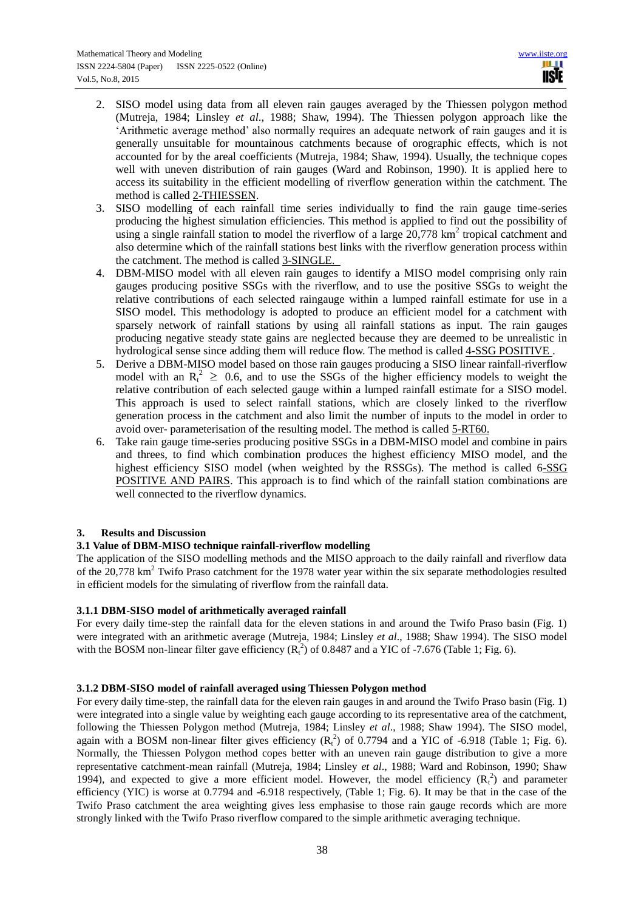2. SISO model using data from all eleven rain gauges averaged by the Thiessen polygon method (Mutreja, 1984; Linsley *et al*., 1988; Shaw, 1994). The Thiessen polygon approach like the 'Arithmetic average method' also normally requires an adequate network of rain gauges and it is generally unsuitable for mountainous catchments because of orographic effects, which is not accounted for by the areal coefficients (Mutreja, 1984; Shaw, 1994). Usually, the technique copes well with uneven distribution of rain gauges (Ward and Robinson, 1990). It is applied here to access its suitability in the efficient modelling of riverflow generation within the catchment. The method is called 2-THIESSEN.
3. SISO modelling of each rainfall time series individually to find the rain gauge time-series producing the highest simulation efficiencies. This method is applied to find out the possibility of using a single rainfall station to model the riverflow of a large 20,778 km$^2$ tropical catchment and also determine which of the rainfall stations best links with the riverflow generation process within the catchment. The method is called 3-SINGLE.
4. DBM-MISO model with all eleven rain gauges to identify a MISO model comprising only rain gauges producing positive SSGs with the riverflow, and to use the positive SSGs to weight the relative contributions of each selected raingauge within a lumped rainfall estimate for use in a SISO model. This methodology is adopted to produce an efficient model for a catchment with sparsely network of rainfall stations by using all rainfall stations as input. The rain gauges producing negative steady state gains are neglected because they are deemed to be unrealistic in hydrological sense since adding them will reduce flow. The method is called 4-SSG POSITIVE .
5. Derive a DBM-MISO model based on those rain gauges producing a SISO linear rainfall-riverflow model with an $R_t^2 \geq 0.6$, and to use the SSGs of the higher efficiency models to weight the relative contribution of each selected gauge within a lumped rainfall estimate for a SISO model. This approach is used to select rainfall stations, which are closely linked to the riverflow generation process in the catchment and also limit the number of inputs to the model in order to avoid over- parameterisation of the resulting model. The method is called 5-RT60.
6. Take rain gauge time-series producing positive SSGs in a DBM-MISO model and combine in pairs and threes, to find which combination produces the highest efficiency MISO model, and the highest efficiency SISO model (when weighted by the RSSGs). The method is called 6-SSG POSITIVE AND PAIRS. This approach is to find which of the rainfall station combinations are well connected to the riverflow dynamics.

## 3. Results and Discussion

### 3.1 Value of DBM-MISO technique rainfall-riverflow modelling

The application of the SISO modelling methods and the MISO approach to the daily rainfall and riverflow data of the 20,778 km$^2$ Twifo Praso catchment for the 1978 water year within the six separate methodologies resulted in efficient models for the simulating of riverflow from the rainfall data.

#### 3.1.1 DBM-SISO model of arithmetically averaged rainfall

For every daily time-step the rainfall data for the eleven stations in and around the Twifo Praso basin (Fig. 1) were integrated with an arithmetic average (Mutreja, 1984; Linsley *et al*., 1988; Shaw 1994). The SISO model with the BOSM non-linear filter gave efficiency ($R_t^2$) of 0.8487 and a YIC of -7.676 (Table 1; Fig. 6).

#### 3.1.2 DBM-SISO model of rainfall averaged using Thiessen Polygon method

For every daily time-step, the rainfall data for the eleven rain gauges in and around the Twifo Praso basin (Fig. 1) were integrated into a single value by weighting each gauge according to its representative area of the catchment, following the Thiessen Polygon method (Mutreja, 1984; Linsley *et al*., 1988; Shaw 1994). The SISO model, again with a BOSM non-linear filter gives efficiency ($R_t^2$) of 0.7794 and a YIC of -6.918 (Table 1; Fig. 6). Normally, the Thiessen Polygon method copes better with an uneven rain gauge distribution to give a more representative catchment-mean rainfall (Mutreja, 1984; Linsley *et al*., 1988; Ward and Robinson, 1990; Shaw 1994), and expected to give a more efficient model. However, the model efficiency ($R_t^2$) and parameter efficiency (YIC) is worse at 0.7794 and -6.918 respectively, (Table 1; Fig. 6). It may be that in the case of the Twifo Praso catchment the area weighting gives less emphasise to those rain gauge records which are more strongly linked with the Twifo Praso riverflow compared to the simple arithmetic averaging technique.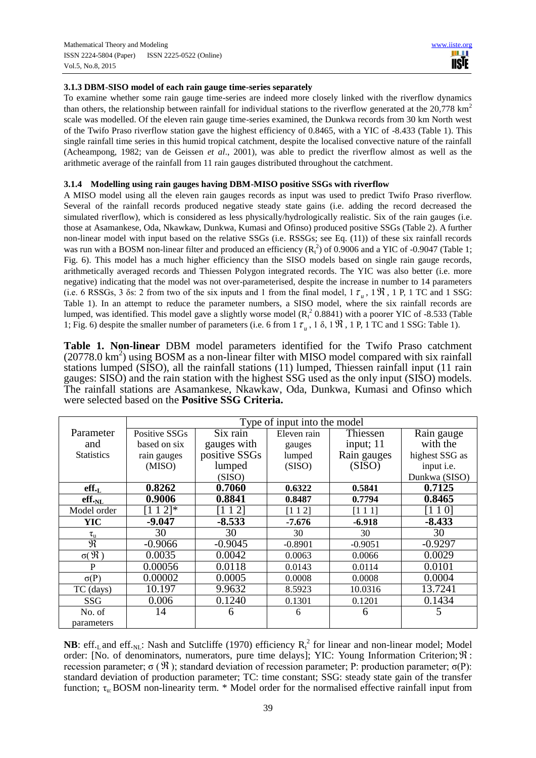### 3.1.3 DBM-SISO model of each rain gauge time-series separately

To examine whether some rain gauge time-series are indeed more closely linked with the riverflow dynamics than others, the relationship between rainfall for individual stations to the riverflow generated at the 20,778 km$^2$ scale was modelled. Of the eleven rain gauge time-series examined, the Dunkwa records from 30 km North west of the Twifo Praso riverflow station gave the highest efficiency of 0.8465, with a YIC of -8.433 (Table 1). This single rainfall time series in this humid tropical catchment, despite the localised convective nature of the rainfall (Acheampong, 1982; van de Geissen *et al*., 2001), was able to predict the riverflow almost as well as the arithmetic average of the rainfall from 11 rain gauges distributed throughout the catchment.

### 3.1.4 Modelling using rain gauges having DBM-MISO positive SSGs with riverflow

A MISO model using all the eleven rain gauges records as input was used to predict Twifo Praso riverflow. Several of the rainfall records produced negative steady state gains (i.e. adding the record decreased the simulated riverflow), which is considered as less physically/hydrologically realistic. Six of the rain gauges (i.e. those at Asamankese, Oda, Nkawkaw, Dunkwa, Kumasi and Ofinso) produced positive SSGs (Table 2). A further non-linear model with input based on the relative SSGs (i.e. RSSGs; see Eq. (11)) of these six rainfall records was run with a BOSM non-linear filter and produced an efficiency ($R_t^2$) of 0.9006 and a YIC of -0.9047 (Table 1; Fig. 6). This model has a much higher efficiency than the SISO models based on single rain gauge records, arithmetically averaged records and Thiessen Polygon integrated records. The YIC was also better (i.e. more negative) indicating that the model was not over-parameterised, despite the increase in number to 14 parameters (i.e. 6 RSSGs, 3 δs: 2 from two of the six inputs and 1 from the final model, 1 $\tau_u$, 1 $\Re$, 1 P, 1 TC and 1 SSG: Table 1). In an attempt to reduce the parameter numbers, a SISO model, where the six rainfall records are lumped, was identified. This model gave a slightly worse model ($R_t^2$ 0.8841) with a poorer YIC of -8.533 (Table 1; Fig. 6) despite the smaller number of parameters (i.e. 6 from 1 $\tau_u$, 1 δ, 1 $\Re$, 1 P, 1 TC and 1 SSG: Table 1).

**Table 1. Non-linear** DBM model parameters identified for the Twifo Praso catchment (20778.0 km$^2$) using BOSM as a non-linear filter with MISO model compared with six rainfall stations lumped (SISO), all the rainfall stations (11) lumped, Thiessen rainfall input (11 rain gauges: SISO) and the rain station with the highest SSG used as the only input (SISO) models. The rainfall stations are Asamankese, Nkawkaw, Oda, Dunkwa, Kumasi and Ofinso which were selected based on the **Positive SSG Criteria.**

| Parameter and Statistics | Type of input into the model | | | | |
|---|---|---|---|---|---|
| | Positive SSGs based on six rain gauges (MISO) | Six rain gauges with positive SSGs lumped (SISO) | Eleven rain gauges lumped (SISO) | Thiessen input; 11 Rain gauges (SISO) | Rain gauge with the highest SSG as input i.e. Dunkwa (SISO) |
| **eff.$_L$** | **0.8262** | **0.7060** | **0.6322** | **0.5841** | **0.7125** |
| **eff.$_{NL}$** | **0.9006** | **0.8841** | **0.8487** | **0.7794** | **0.8465** |
| Model order | [1 1 2]* | [1 1 2] | [1 1 2] | [1 1 1] | [1 1 0] |
| **YIC** | **-9.047** | **-8.533** | **-7.676** | **-6.918** | **-8.433** |
| $\tau_u$ | 30 | 30 | 30 | 30 | 30 |
| $\Re$ | -0.9066 | -0.9045 | -0.8901 | -0.9051 | -0.9297 |
| $\sigma(\Re)$ | 0.0035 | 0.0042 | 0.0063 | 0.0066 | 0.0029 |
| P | 0.00056 | 0.0118 | 0.0143 | 0.0114 | 0.0101 |
| $\sigma$(P) | 0.00002 | 0.0005 | 0.0008 | 0.0008 | 0.0004 |
| TC (days) | 10.197 | 9.9632 | 8.5923 | 10.0316 | 13.7241 |
| SSG | 0.006 | 0.1240 | 0.1301 | 0.1201 | 0.1434 |
| No. of parameters | 14 | 6 | 6 | 6 | 5 |

**NB**: eff.$_L$ and eff.$_{NL}$: Nash and Sutcliffe (1970) efficiency $R_t^2$ for linear and non-linear model; Model order: [No. of denominators, numerators, pure time delays]; YIC: Young Information Criterion; $\Re$: recession parameter; $\sigma(\Re)$; standard deviation of recession parameter; P: production parameter; $\sigma$(P): standard deviation of production parameter; TC: time constant; SSG: steady state gain of the transfer function; $\tau_u$: BOSM non-linearity term. * Model order for the normalised effective rainfall input from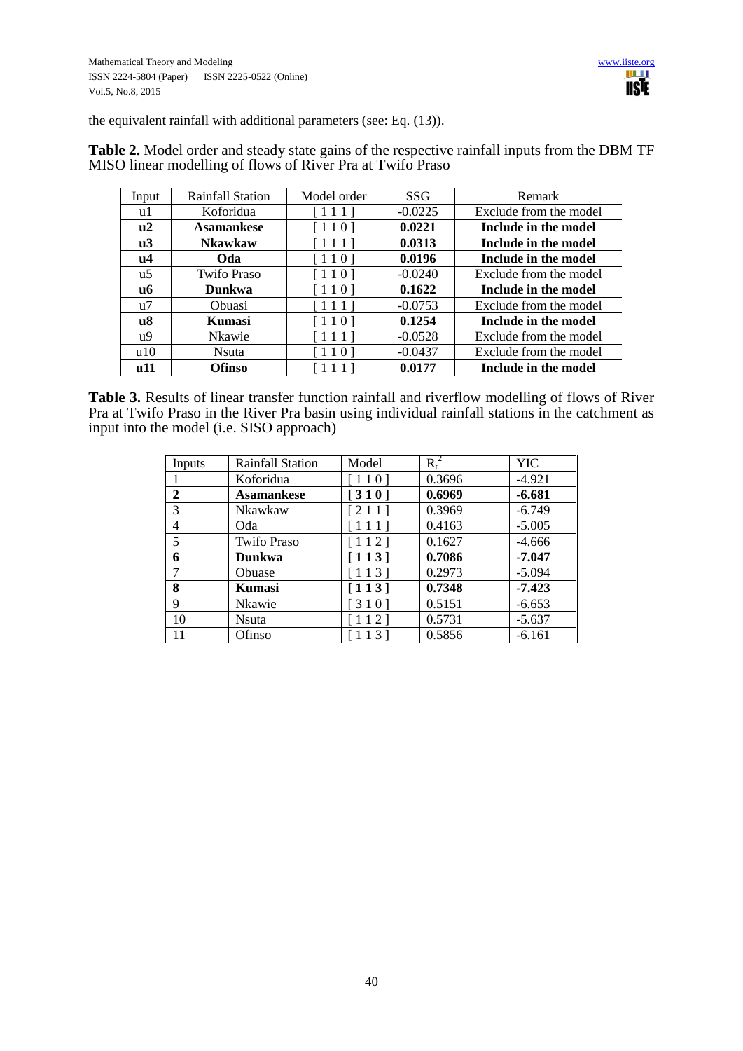the equivalent rainfall with additional parameters (see: Eq. (13)).

**Table 2.** Model order and steady state gains of the respective rainfall inputs from the DBM TF MISO linear modelling of flows of River Pra at Twifo Praso

| Input | Rainfall Station | Model order | SSG | Remark |
|---|---|---|---|---|
| u1 | Koforidua | [ 1 1 1 ] | -0.0225 | Exclude from the model |
| **u2** | **Asamankese** | [ 1 1 0 ] | **0.0221** | **Include in the model** |
| **u3** | **Nkawkaw** | [ 1 1 1 ] | **0.0313** | **Include in the model** |
| **u4** | **Oda** | [ 1 1 0 ] | **0.0196** | **Include in the model** |
| u5 | Twifo Praso | [ 1 1 0 ] | -0.0240 | Exclude from the model |
| **u6** | **Dunkwa** | [ 1 1 0 ] | **0.1622** | **Include in the model** |
| u7 | Obuasi | [ 1 1 1 ] | -0.0753 | Exclude from the model |
| **u8** | **Kumasi** | [ 1 1 0 ] | **0.1254** | **Include in the model** |
| u9 | Nkawie | [ 1 1 1 ] | -0.0528 | Exclude from the model |
| u10 | Nsuta | [ 1 1 0 ] | -0.0437 | Exclude from the model |
| **u11** | **Ofinso** | [ 1 1 1 ] | **0.0177** | **Include in the model** |

**Table 3.** Results of linear transfer function rainfall and riverflow modelling of flows of River Pra at Twifo Praso in the River Pra basin using individual rainfall stations in the catchment as input into the model (i.e. SISO approach)

| Inputs | Rainfall Station | Model | $R_t^2$ | YIC |
|---|---|---|---|---|
| 1 | Koforidua | [ 1 1 0 ] | 0.3696 | -4.921 |
| **2** | **Asamankese** | **[ 3 1 0 ]** | **0.6969** | **-6.681** |
| 3 | Nkawkaw | [ 2 1 1 ] | 0.3969 | -6.749 |
| 4 | Oda | [ 1 1 1 ] | 0.4163 | -5.005 |
| 5 | Twifo Praso | [ 1 1 2 ] | 0.1627 | -4.666 |
| **6** | **Dunkwa** | **[ 1 1 3 ]** | **0.7086** | **-7.047** |
| 7 | Obuase | [ 1 1 3 ] | 0.2973 | -5.094 |
| **8** | **Kumasi** | **[ 1 1 3 ]** | **0.7348** | **-7.423** |
| 9 | Nkawie | [ 3 1 0 ] | 0.5151 | -6.653 |
| 10 | Nsuta | [ 1 1 2 ] | 0.5731 | -5.637 |
| 11 | Ofinso | [ 1 1 3 ] | 0.5856 | -6.161 |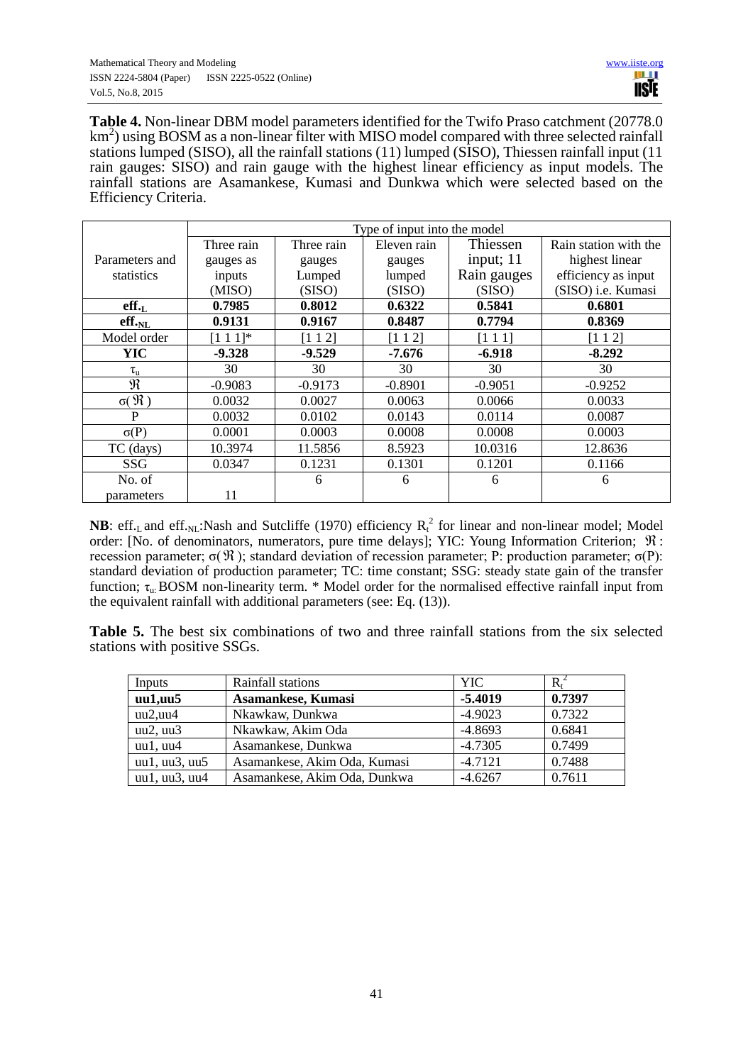**Table 4.** Non-linear DBM model parameters identified for the Twifo Praso catchment (20778.0 km$^2$) using BOSM as a non-linear filter with MISO model compared with three selected rainfall stations lumped (SISO), all the rainfall stations (11) lumped (SISO), Thiessen rainfall input (11 rain gauges: SISO) and rain gauge with the highest linear efficiency as input models. The rainfall stations are Asamankese, Kumasi and Dunkwa which were selected based on the Efficiency Criteria.

| Parameters and statistics | Type of input into the model | | | | |
|---|---|---|---|---|---|
| | Three rain gauges as inputs (MISO) | Three rain gauges Lumped (SISO) | Eleven rain gauges lumped (SISO) | Thiessen input; 11 Rain gauges (SISO) | Rain station with the highest linear efficiency as input (SISO) i.e. Kumasi |
| **$eff._L$** | **0.7985** | **0.8012** | **0.6322** | **0.5841** | **0.6801** |
| **$eff._{NL}$** | **0.9131** | **0.9167** | **0.8487** | **0.7794** | **0.8369** |
| Model order | [1 1 1]* | [1 1 2] | [1 1 2] | [1 1 1] | [1 1 2] |
| **YIC** | **-9.328** | **-9.529** | **-7.676** | **-6.918** | **-8.292** |
| $\tau_u$ | 30 | 30 | 30 | 30 | 30 |
| $\Re$ | -0.9083 | -0.9173 | -0.8901 | -0.9051 | -0.9252 |
| $\sigma(\Re)$ | 0.0032 | 0.0027 | 0.0063 | 0.0066 | 0.0033 |
| P | 0.0032 | 0.0102 | 0.0143 | 0.0114 | 0.0087 |
| $\sigma$(P) | 0.0001 | 0.0003 | 0.0008 | 0.0008 | 0.0003 |
| TC (days) | 10.3974 | 11.5856 | 8.5923 | 10.0316 | 12.8636 |
| SSG | 0.0347 | 0.1231 | 0.1301 | 0.1201 | 0.1166 |
| No. of parameters | 11 | 6 | 6 | 6 | 6 |

**NB**: $eff._L$ and $eff._{NL}$:Nash and Sutcliffe (1970) efficiency $R_t^2$ for linear and non-linear model; Model order: [No. of denominators, numerators, pure time delays]; YIC: Young Information Criterion; $\Re$: recession parameter; $\sigma(\Re)$; standard deviation of recession parameter; P: production parameter; $\sigma$(P): standard deviation of production parameter; TC: time constant; SSG: steady state gain of the transfer function; $\tau_u$: BOSM non-linearity term. * Model order for the normalised effective rainfall input from the equivalent rainfall with additional parameters (see: Eq. (13)).

**Table 5.** The best six combinations of two and three rainfall stations from the six selected stations with positive SSGs.

| Inputs | Rainfall stations | YIC | $R_t^2$ |
|---|---|---|---|
| **uu1,uu5** | **Asamankese, Kumasi** | **-5.4019** | **0.7397** |
| uu2,uu4 | Nkawkaw, Dunkwa | -4.9023 | 0.7322 |
| uu2, uu3 | Nkawkaw, Akim Oda | -4.8693 | 0.6841 |
| uu1, uu4 | Asamankese, Dunkwa | -4.7305 | 0.7499 |
| uu1, uu3, uu5 | Asamankese, Akim Oda, Kumasi | -4.7121 | 0.7488 |
| uu1, uu3, uu4 | Asamankese, Akim Oda, Dunkwa | -4.6267 | 0.7611 |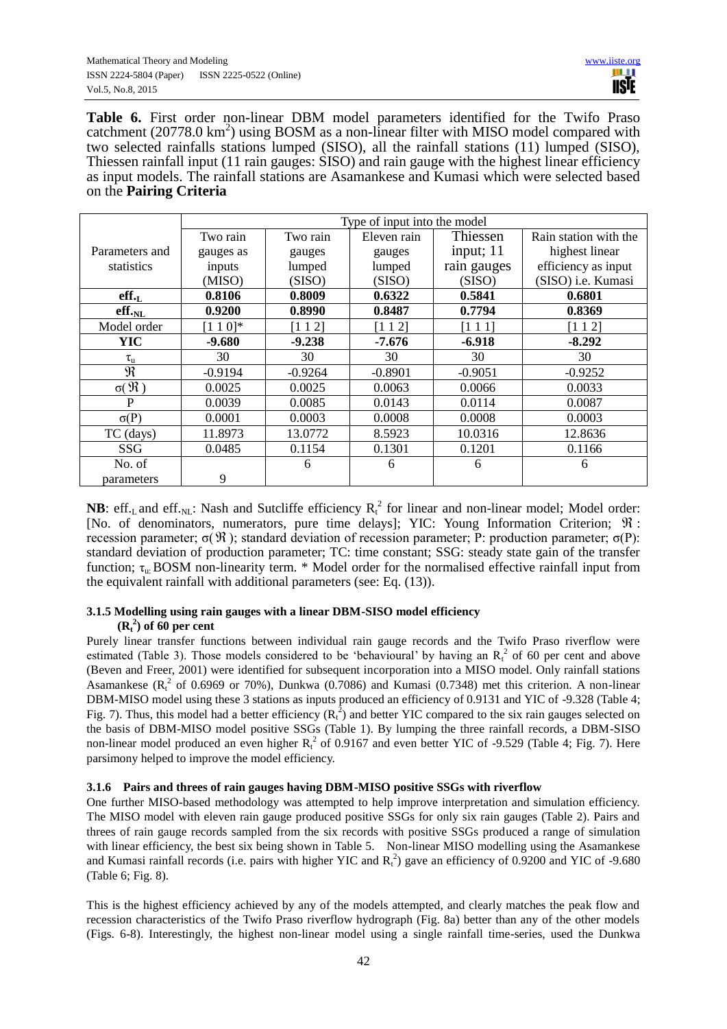**Table 6.** First order non-linear DBM model parameters identified for the Twifo Praso catchment (20778.0 km$^2$) using BOSM as a non-linear filter with MISO model compared with two selected rainfalls stations lumped (SISO), all the rainfall stations (11) lumped (SISO), Thiessen rainfall input (11 rain gauges: SISO) and rain gauge with the highest linear efficiency as input models. The rainfall stations are Asamankese and Kumasi which were selected based on the **Pairing Criteria**

| Parameters and statistics | Type of input into the model | | | | |
|---|---|---|---|---|---|
| | Two rain gauges as inputs (MISO) | Two rain gauges lumped (SISO) | Eleven rain gauges lumped (SISO) | Thiessen input; 11 rain gauges (SISO) | Rain station with the highest linear efficiency as input (SISO) i.e. Kumasi |
| **eff.$_L$** | **0.8106** | **0.8009** | **0.6322** | **0.5841** | **0.6801** |
| **eff.$_{NL}$** | **0.9200** | **0.8990** | **0.8487** | **0.7794** | **0.8369** |
| Model order | [1 1 0]* | [1 1 2] | [1 1 2] | [1 1 1] | [1 1 2] |
| **YIC** | **-9.680** | **-9.238** | **-7.676** | **-6.918** | **-8.292** |
| $\tau_u$ | 30 | 30 | 30 | 30 | 30 |
| $\Re$ | -0.9194 | -0.9264 | -0.8901 | -0.9051 | -0.9252 |
| $\sigma(\Re)$ | 0.0025 | 0.0025 | 0.0063 | 0.0066 | 0.0033 |
| P | 0.0039 | 0.0085 | 0.0143 | 0.0114 | 0.0087 |
| $\sigma$(P) | 0.0001 | 0.0003 | 0.0008 | 0.0008 | 0.0003 |
| TC (days) | 11.8973 | 13.0772 | 8.5923 | 10.0316 | 12.8636 |
| SSG | 0.0485 | 0.1154 | 0.1301 | 0.1201 | 0.1166 |
| No. of parameters | 9 | 6 | 6 | 6 | 6 |

**NB**: eff.$_L$ and eff.$_{NL}$: Nash and Sutcliffe efficiency $R_t^2$ for linear and non-linear model; Model order: [No. of denominators, numerators, pure time delays]; YIC: Young Information Criterion; $\Re$: recession parameter; $\sigma(\Re)$; standard deviation of recession parameter; P: production parameter; $\sigma$(P): standard deviation of production parameter; TC: time constant; SSG: steady state gain of the transfer function; $\tau_u$: BOSM non-linearity term. * Model order for the normalised effective rainfall input from the equivalent rainfall with additional parameters (see: Eq. (13)).

### 3.1.5 Modelling using rain gauges with a linear DBM-SISO model efficiency ($R_t^2$) of 60 per cent

Purely linear transfer functions between individual rain gauge records and the Twifo Praso riverflow were estimated (Table 3). Those models considered to be 'behavioural' by having an $R_t^2$ of 60 per cent and above (Beven and Freer, 2001) were identified for subsequent incorporation into a MISO model. Only rainfall stations Asamankese ($R_t^2$ of 0.6969 or 70%), Dunkwa (0.7086) and Kumasi (0.7348) met this criterion. A non-linear DBM-MISO model using these 3 stations as inputs produced an efficiency of 0.9131 and YIC of -9.328 (Table 4; Fig. 7). Thus, this model had a better efficiency ($R_t^2$) and better YIC compared to the six rain gauges selected on the basis of DBM-MISO model positive SSGs (Table 1). By lumping the three rainfall records, a DBM-SISO non-linear model produced an even higher $R_t^2$ of 0.9167 and even better YIC of -9.529 (Table 4; Fig. 7). Here parsimony helped to improve the model efficiency.

### 3.1.6 Pairs and threes of rain gauges having DBM-MISO positive SSGs with riverflow

One further MISO-based methodology was attempted to help improve interpretation and simulation efficiency. The MISO model with eleven rain gauge produced positive SSGs for only six rain gauges (Table 2). Pairs and threes of rain gauge records sampled from the six records with positive SSGs produced a range of simulation with linear efficiency, the best six being shown in Table 5. Non-linear MISO modelling using the Asamankese and Kumasi rainfall records (i.e. pairs with higher YIC and $R_t^2$) gave an efficiency of 0.9200 and YIC of -9.680 (Table 6; Fig. 8).

This is the highest efficiency achieved by any of the models attempted, and clearly matches the peak flow and recession characteristics of the Twifo Praso riverflow hydrograph (Fig. 8a) better than any of the other models (Figs. 6-8). Interestingly, the highest non-linear model using a single rainfall time-series, used the Dunkwa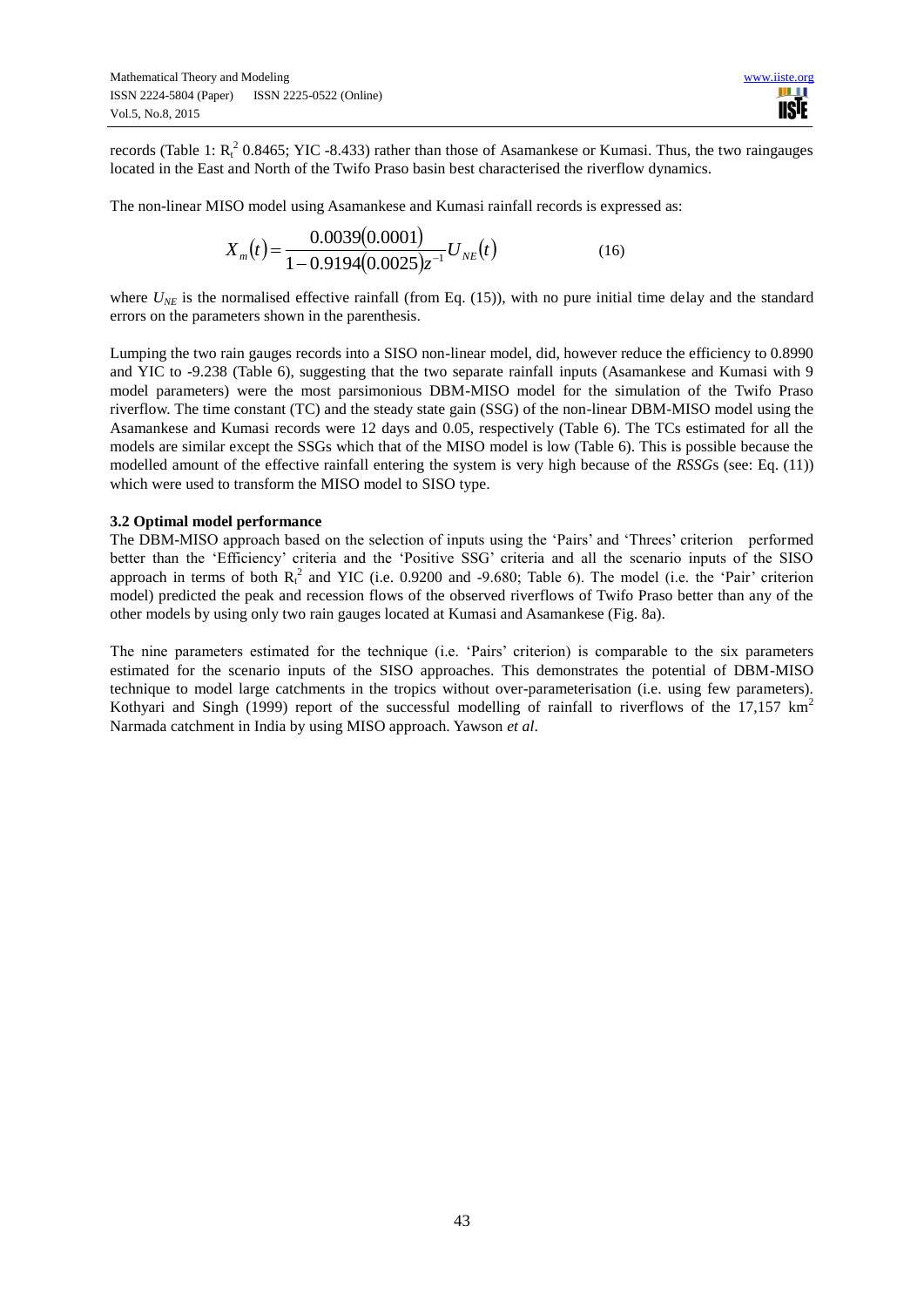records (Table 1: $R_t^2$ 0.8465; YIC -8.433) rather than those of Asamankese or Kumasi. Thus, the two raingauges located in the East and North of the Twifo Praso basin best characterised the riverflow dynamics.

The non-linear MISO model using Asamankese and Kumasi rainfall records is expressed as:

$$X_m(t) = \frac{0.0039(0.0001)}{1 - 0.9194(0.0025)z^{-1}} U_{NE}(t) \qquad (16)$$

where $U_{NE}$ is the normalised effective rainfall (from Eq. (15)), with no pure initial time delay and the standard errors on the parameters shown in the parenthesis.

Lumping the two rain gauges records into a SISO non-linear model, did, however reduce the efficiency to 0.8990 and YIC to -9.238 (Table 6), suggesting that the two separate rainfall inputs (Asamankese and Kumasi with 9 model parameters) were the most parsimonious DBM-MISO model for the simulation of the Twifo Praso riverflow. The time constant (TC) and the steady state gain (SSG) of the non-linear DBM-MISO model using the Asamankese and Kumasi records were 12 days and 0.05, respectively (Table 6). The TCs estimated for all the models are similar except the SSGs which that of the MISO model is low (Table 6). This is possible because the modelled amount of the effective rainfall entering the system is very high because of the *RSSG*s (see: Eq. (11)) which were used to transform the MISO model to SISO type.

### 3.2 Optimal model performance

The DBM-MISO approach based on the selection of inputs using the 'Pairs' and 'Threes' criterion performed better than the 'Efficiency' criteria and the 'Positive SSG' criteria and all the scenario inputs of the SISO approach in terms of both $R_t^2$ and YIC (i.e. 0.9200 and -9.680; Table 6). The model (i.e. the 'Pair' criterion model) predicted the peak and recession flows of the observed riverflows of Twifo Praso better than any of the other models by using only two rain gauges located at Kumasi and Asamankese (Fig. 8a).

The nine parameters estimated for the technique (i.e. 'Pairs' criterion) is comparable to the six parameters estimated for the scenario inputs of the SISO approaches. This demonstrates the potential of DBM-MISO technique to model large catchments in the tropics without over-parameterisation (i.e. using few parameters). Kothyari and Singh (1999) report of the successful modelling of rainfall to riverflows of the 17,157 $km^2$ Narmada catchment in India by using MISO approach. Yawson *et al*.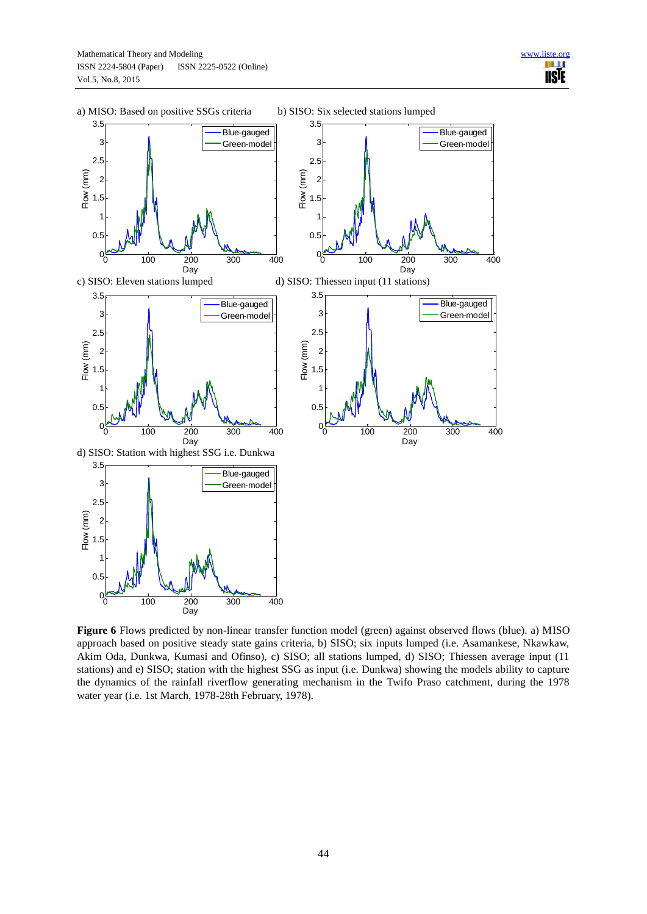a) MISO: Based on positive SSGs criteria

b) SISO: Six selected stations lumped

c) SISO: Eleven stations lumped

d) SISO: Thiessen input (11 stations)

d) SISO: Station with highest SSG i.e. Dunkwa

**Figure 6** Flows predicted by non-linear transfer function model (green) against observed flows (blue). a) MISO approach based on positive steady state gains criteria, b) SISO; six inputs lumped (i.e. Asamankese, Nkawkaw, Akim Oda, Dunkwa, Kumasi and Ofinso), c) SISO; all stations lumped, d) SISO; Thiessen average input (11 stations) and e) SISO; station with the highest SSG as input (i.e. Dunkwa) showing the models ability to capture the dynamics of the rainfall riverflow generating mechanism in the Twifo Praso catchment, during the 1978 water year (i.e. 1st March, 1978-28th February, 1978).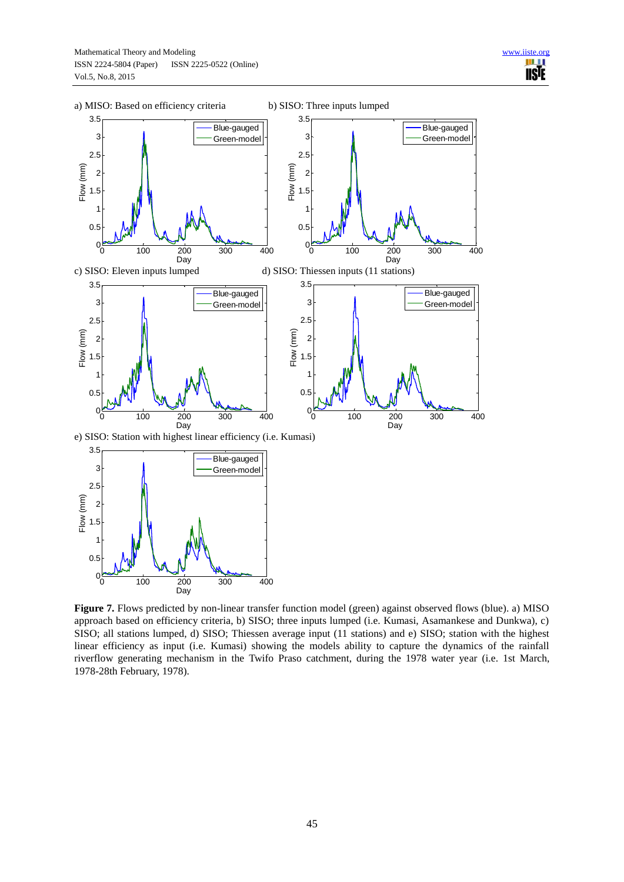a) MISO: Based on efficiency criteria

b) SISO: Three inputs lumped

c) SISO: Eleven inputs lumped

d) SISO: Thiessen inputs (11 stations)

e) SISO: Station with highest linear efficiency (i.e. Kumasi)

**Figure 7.** Flows predicted by non-linear transfer function model (green) against observed flows (blue). a) MISO approach based on efficiency criteria, b) SISO; three inputs lumped (i.e. Kumasi, Asamankese and Dunkwa), c) SISO; all stations lumped, d) SISO; Thiessen average input (11 stations) and e) SISO; station with the highest linear efficiency as input (i.e. Kumasi) showing the models ability to capture the dynamics of the rainfall riverflow generating mechanism in the Twifo Praso catchment, during the 1978 water year (i.e. 1st March, 1978-28th February, 1978).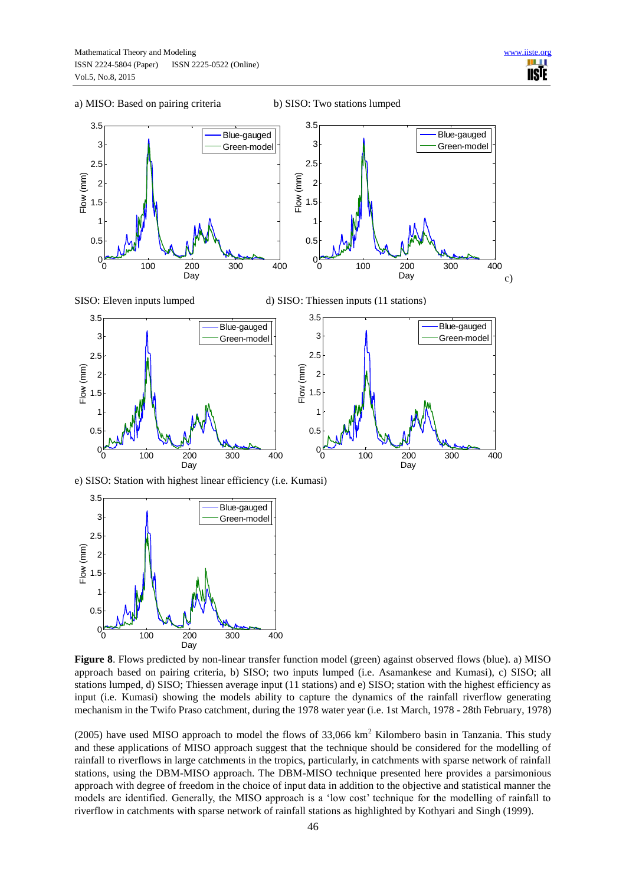a) MISO: Based on pairing criteria

b) SISO: Two stations lumped

c) SISO: Eleven inputs lumped

d) SISO: Thiessen inputs (11 stations)

e) SISO: Station with highest linear efficiency (i.e. Kumasi)

**Figure 8**. Flows predicted by non-linear transfer function model (green) against observed flows (blue). a) MISO approach based on pairing criteria, b) SISO; two inputs lumped (i.e. Asamankese and Kumasi), c) SISO; all stations lumped, d) SISO; Thiessen average input (11 stations) and e) SISO; station with the highest efficiency as input (i.e. Kumasi) showing the models ability to capture the dynamics of the rainfall riverflow generating mechanism in the Twifo Praso catchment, during the 1978 water year (i.e. 1st March, 1978 - 28th February, 1978)

(2005) have used MISO approach to model the flows of 33,066 km$^2$ Kilombero basin in Tanzania. This study and these applications of MISO approach suggest that the technique should be considered for the modelling of rainfall to riverflows in large catchments in the tropics, particularly, in catchments with sparse network of rainfall stations, using the DBM-MISO approach. The DBM-MISO technique presented here provides a parsimonious approach with degree of freedom in the choice of input data in addition to the objective and statistical manner the models are identified. Generally, the MISO approach is a 'low cost' technique for the modelling of rainfall to riverflow in catchments with sparse network of rainfall stations as highlighted by Kothyari and Singh (1999).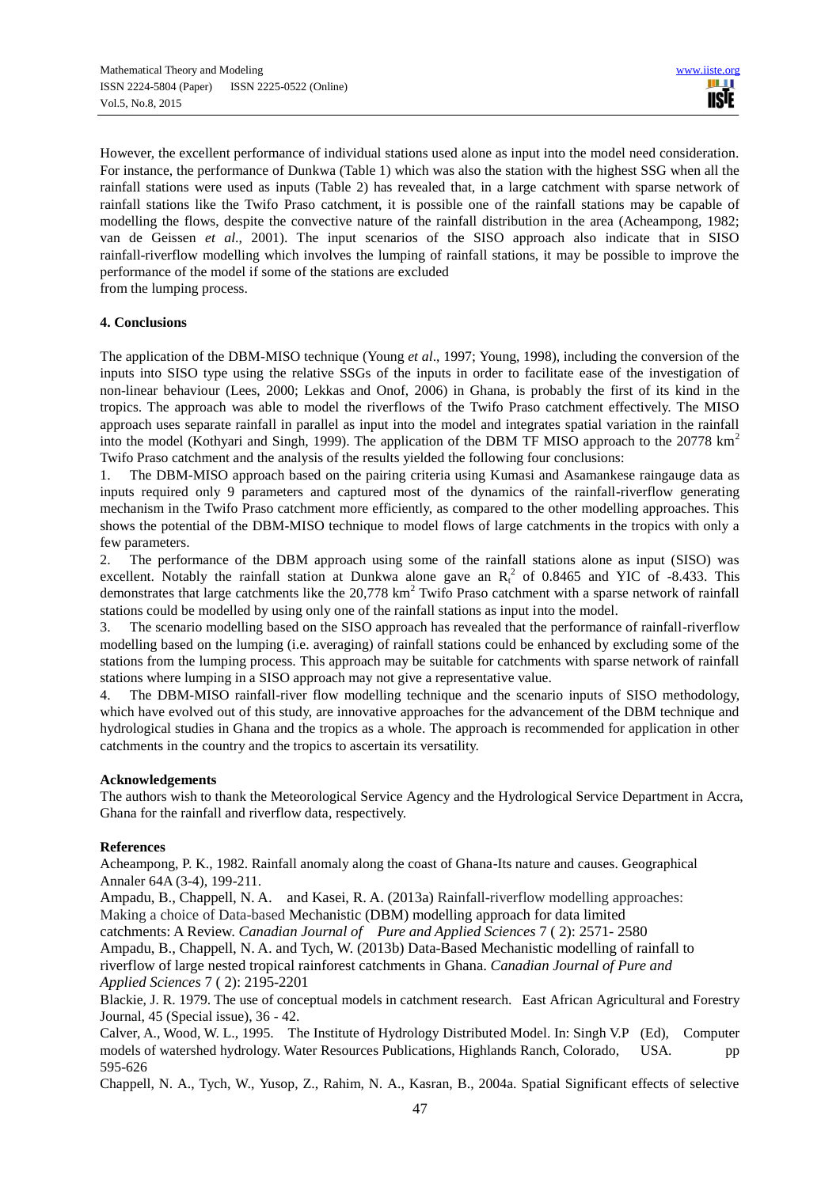However, the excellent performance of individual stations used alone as input into the model need consideration. For instance, the performance of Dunkwa (Table 1) which was also the station with the highest SSG when all the rainfall stations were used as inputs (Table 2) has revealed that, in a large catchment with sparse network of rainfall stations like the Twifo Praso catchment, it is possible one of the rainfall stations may be capable of modelling the flows, despite the convective nature of the rainfall distribution in the area (Acheampong, 1982; van de Geissen *et al.*, 2001). The input scenarios of the SISO approach also indicate that in SISO rainfall-riverflow modelling which involves the lumping of rainfall stations, it may be possible to improve the performance of the model if some of the stations are excluded from the lumping process.

## 4. Conclusions

The application of the DBM-MISO technique (Young *et al*., 1997; Young, 1998), including the conversion of the inputs into SISO type using the relative SSGs of the inputs in order to facilitate ease of the investigation of non-linear behaviour (Lees, 2000; Lekkas and Onof, 2006) in Ghana, is probably the first of its kind in the tropics. The approach was able to model the riverflows of the Twifo Praso catchment effectively. The MISO approach uses separate rainfall in parallel as input into the model and integrates spatial variation in the rainfall into the model (Kothyari and Singh, 1999). The application of the DBM TF MISO approach to the 20778 $km^2$ Twifo Praso catchment and the analysis of the results yielded the following four conclusions:

1. The DBM-MISO approach based on the pairing criteria using Kumasi and Asamankese raingauge data as inputs required only 9 parameters and captured most of the dynamics of the rainfall-riverflow generating mechanism in the Twifo Praso catchment more efficiently, as compared to the other modelling approaches. This shows the potential of the DBM-MISO technique to model flows of large catchments in the tropics with only a few parameters.
2. The performance of the DBM approach using some of the rainfall stations alone as input (SISO) was excellent. Notably the rainfall station at Dunkwa alone gave an $R_t^2$ of 0.8465 and YIC of -8.433. This demonstrates that large catchments like the 20,778 $km^2$ Twifo Praso catchment with a sparse network of rainfall stations could be modelled by using only one of the rainfall stations as input into the model.
3. The scenario modelling based on the SISO approach has revealed that the performance of rainfall-riverflow modelling based on the lumping (i.e. averaging) of rainfall stations could be enhanced by excluding some of the stations from the lumping process. This approach may be suitable for catchments with sparse network of rainfall stations where lumping in a SISO approach may not give a representative value.
4. The DBM-MISO rainfall-river flow modelling technique and the scenario inputs of SISO methodology, which have evolved out of this study, are innovative approaches for the advancement of the DBM technique and hydrological studies in Ghana and the tropics as a whole. The approach is recommended for application in other catchments in the country and the tropics to ascertain its versatility.

**Acknowledgements**

The authors wish to thank the Meteorological Service Agency and the Hydrological Service Department in Accra, Ghana for the rainfall and riverflow data, respectively.

**References**

Acheampong, P. K., 1982. Rainfall anomaly along the coast of Ghana-Its nature and causes. Geographical Annaler 64A (3-4), 199-211.

Ampadu, B., Chappell, N. A. and Kasei, R. A. (2013a) Rainfall-riverflow modelling approaches: Making a choice of Data-based Mechanistic (DBM) modelling approach for data limited catchments: A Review. *Canadian Journal of Pure and Applied Sciences* 7 ( 2): 2571- 2580

Ampadu, B., Chappell, N. A. and Tych, W. (2013b) Data-Based Mechanistic modelling of rainfall to riverflow of large nested tropical rainforest catchments in Ghana. *Canadian Journal of Pure and Applied Sciences* 7 ( 2): 2195-2201

Blackie, J. R. 1979. The use of conceptual models in catchment research. East African Agricultural and Forestry Journal, 45 (Special issue), 36 - 42.

Calver, A., Wood, W. L., 1995. The Institute of Hydrology Distributed Model. In: Singh V.P (Ed), Computer models of watershed hydrology. Water Resources Publications, Highlands Ranch, Colorado, USA. pp 595-626

Chappell, N. A., Tych, W., Yusop, Z., Rahim, N. A., Kasran, B., 2004a. Spatial Significant effects of selective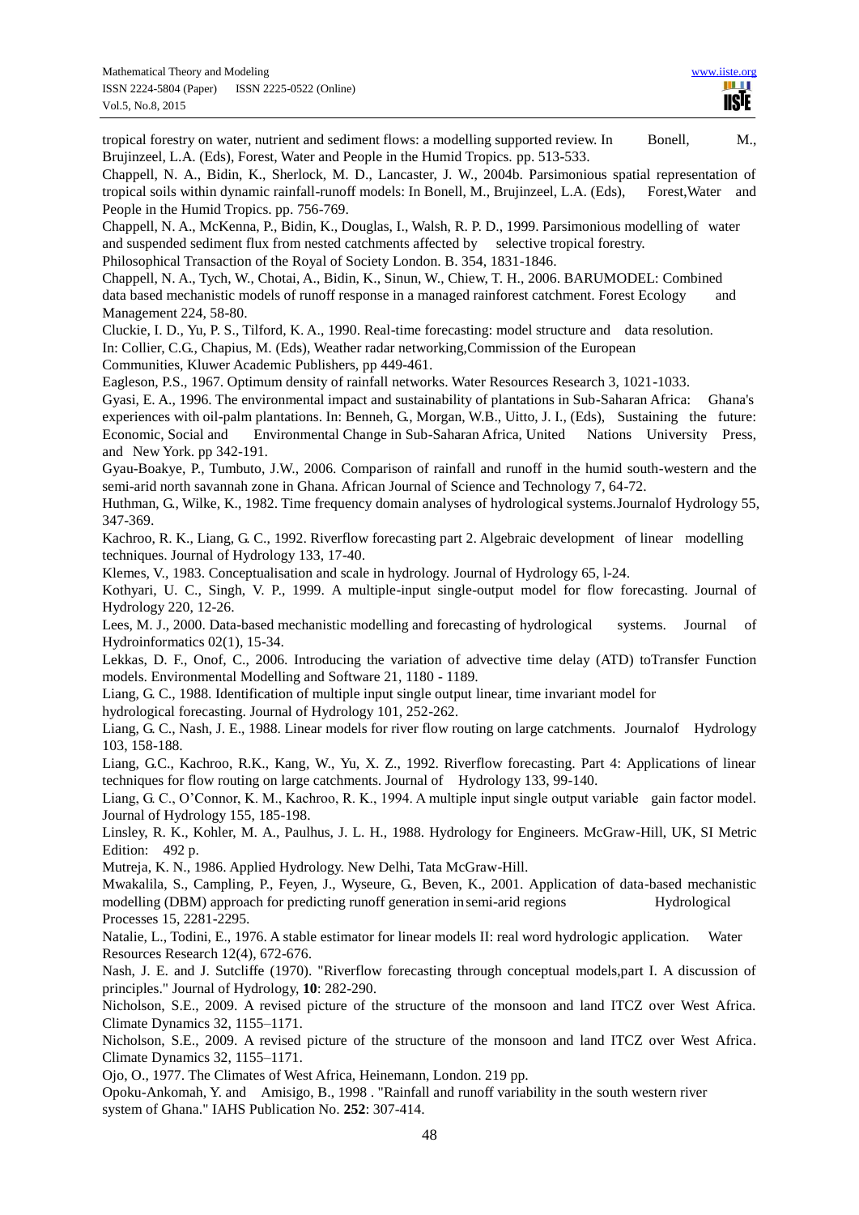tropical forestry on water, nutrient and sediment flows: a modelling supported review. In Bonell, M., Brujinzeel, L.A. (Eds), Forest, Water and People in the Humid Tropics. pp. 513-533.

Chappell, N. A., Bidin, K., Sherlock, M. D., Lancaster, J. W., 2004b. Parsimonious spatial representation of tropical soils within dynamic rainfall-runoff models: In Bonell, M., Brujinzeel, L.A. (Eds), Forest,Water and People in the Humid Tropics. pp. 756-769.

Chappell, N. A., McKenna, P., Bidin, K., Douglas, I., Walsh, R. P. D., 1999. Parsimonious modelling of water and suspended sediment flux from nested catchments affected by selective tropical forestry. Philosophical Transaction of the Royal of Society London. B. 354, 1831-1846.

Chappell, N. A., Tych, W., Chotai, A., Bidin, K., Sinun, W., Chiew, T. H., 2006. BARUMODEL: Combined data based mechanistic models of runoff response in a managed rainforest catchment. Forest Ecology and Management 224, 58-80.

Cluckie, I. D., Yu, P. S., Tilford, K. A., 1990. Real-time forecasting: model structure and data resolution. In: Collier, C.G., Chapius, M. (Eds), Weather radar networking,Commission of the European Communities, Kluwer Academic Publishers, pp 449-461.

Eagleson, P.S., 1967. Optimum density of rainfall networks. Water Resources Research 3, 1021-1033.

Gyasi, E. A., 1996. The environmental impact and sustainability of plantations in Sub-Saharan Africa: Ghana's experiences with oil-palm plantations. In: Benneh, G., Morgan, W.B., Uitto, J. I., (Eds), Sustaining the future: Economic, Social and Environmental Change in Sub-Saharan Africa, United Nations University Press, and New York. pp 342-191.

Gyau-Boakye, P., Tumbuto, J.W., 2006. Comparison of rainfall and runoff in the humid south-western and the semi-arid north savannah zone in Ghana. African Journal of Science and Technology 7, 64-72.

Huthman, G., Wilke, K., 1982. Time frequency domain analyses of hydrological systems.Journalof Hydrology 55, 347-369.

Kachroo, R. K., Liang, G. C., 1992. Riverflow forecasting part 2. Algebraic development of linear modelling techniques. Journal of Hydrology 133, 17-40.

Klemes, V., 1983. Conceptualisation and scale in hydrology. Journal of Hydrology 65, l-24.

Kothyari, U. C., Singh, V. P., 1999. A multiple-input single-output model for flow forecasting. Journal of Hydrology 220, 12-26.

Lees, M. J., 2000. Data-based mechanistic modelling and forecasting of hydrological systems. Journal of Hydroinformatics 02(1), 15-34.

Lekkas, D. F., Onof, C., 2006. Introducing the variation of advective time delay (ATD) toTransfer Function models. Environmental Modelling and Software 21, 1180 - 1189.

Liang, G. C., 1988. Identification of multiple input single output linear, time invariant model for hydrological forecasting. Journal of Hydrology 101, 252-262.

Liang, G. C., Nash, J. E., 1988. Linear models for river flow routing on large catchments. Journalof Hydrology 103, 158-188.

Liang, G.C., Kachroo, R.K., Kang, W., Yu, X. Z., 1992. Riverflow forecasting. Part 4: Applications of linear techniques for flow routing on large catchments. Journal of Hydrology 133, 99-140.

Liang, G. C., O'Connor, K. M., Kachroo, R. K., 1994. A multiple input single output variable gain factor model. Journal of Hydrology 155, 185-198.

Linsley, R. K., Kohler, M. A., Paulhus, J. L. H., 1988. Hydrology for Engineers. McGraw-Hill, UK, SI Metric Edition: 492 p.

Mutreja, K. N., 1986. Applied Hydrology. New Delhi, Tata McGraw-Hill.

Mwakalila, S., Campling, P., Feyen, J., Wyseure, G., Beven, K., 2001. Application of data-based mechanistic modelling (DBM) approach for predicting runoff generation in semi-arid regions Hydrological Processes 15, 2281-2295.

Natalie, L., Todini, E., 1976. A stable estimator for linear models II: real word hydrologic application. Water Resources Research 12(4), 672-676.

Nash, J. E. and J. Sutcliffe (1970). "Riverflow forecasting through conceptual models,part I. A discussion of principles." Journal of Hydrology, **10**: 282-290.

Nicholson, S.E., 2009. A revised picture of the structure of the monsoon and land ITCZ over West Africa. Climate Dynamics 32, 1155–1171.

Nicholson, S.E., 2009. A revised picture of the structure of the monsoon and land ITCZ over West Africa. Climate Dynamics 32, 1155–1171.

Ojo, O., 1977. The Climates of West Africa, Heinemann, London. 219 pp.

Opoku-Ankomah, Y. and Amisigo, B., 1998 . "Rainfall and runoff variability in the south western river system of Ghana." IAHS Publication No. **252**: 307-414.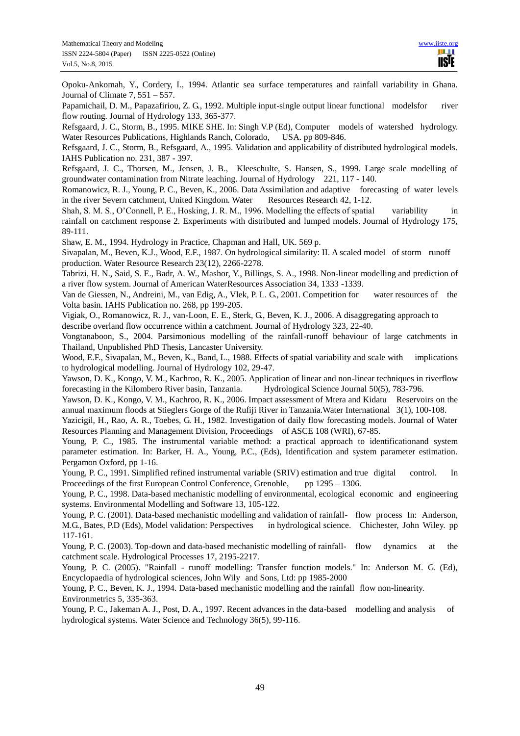Opoku-Ankomah, Y., Cordery, I., 1994. Atlantic sea surface temperatures and rainfall variability in Ghana. Journal of Climate 7, 551 – 557.

Papamichail, D. M., Papazafiriou, Z. G., 1992. Multiple input-single output linear functional modelsfor river flow routing. Journal of Hydrology 133, 365-377.

Refsgaard, J. C., Storm, B., 1995. MIKE SHE. In: Singh V.P (Ed), Computer models of watershed hydrology. Water Resources Publications, Highlands Ranch, Colorado, USA. pp 809-846.

Refsgaard, J. C., Storm, B., Refsgaard, A., 1995. Validation and applicability of distributed hydrological models. IAHS Publication no. 231, 387 - 397.

Refsgaard, J. C., Thorsen, M., Jensen, J. B., Kleeschulte, S. Hansen, S., 1999. Large scale modelling of groundwater contamination from Nitrate leaching. Journal of Hydrology 221, 117 - 140.

Romanowicz, R. J., Young, P. C., Beven, K., 2006. Data Assimilation and adaptive forecasting of water levels in the river Severn catchment, United Kingdom. Water Resources Research 42, 1-12.

Shah, S. M. S., O'Connell, P. E., Hosking, J. R. M., 1996. Modelling the effects of spatial variability in rainfall on catchment response 2. Experiments with distributed and lumped models. Journal of Hydrology 175, 89-111.

Shaw, E. M., 1994. Hydrology in Practice, Chapman and Hall, UK. 569 p.

Sivapalan, M., Beven, K.J., Wood, E.F., 1987. On hydrological similarity: II. A scaled model of storm runoff production. Water Resource Research 23(12), 2266-2278.

Tabrizi, H. N., Said, S. E., Badr, A. W., Mashor, Y., Billings, S. A., 1998. Non-linear modelling and prediction of a river flow system. Journal of American WaterResources Association 34, 1333 -1339.

Van de Giessen, N., Andreini, M., van Edig, A., Vlek, P. L. G., 2001. Competition for water resources of the Volta basin. IAHS Publication no. 268, pp 199-205.

Vigiak, O., Romanowicz, R. J., van-Loon, E. E., Sterk, G., Beven, K. J., 2006. A disaggregating approach to describe overland flow occurrence within a catchment. Journal of Hydrology 323, 22-40.

Vongtanaboon, S., 2004. Parsimonious modelling of the rainfall-runoff behaviour of large catchments in Thailand, Unpublished PhD Thesis, Lancaster University.

Wood, E.F., Sivapalan, M., Beven, K., Band, L., 1988. Effects of spatial variability and scale with implications to hydrological modelling. Journal of Hydrology 102, 29-47.

Yawson, D. K., Kongo, V. M., Kachroo, R. K., 2005. Application of linear and non-linear techniques in riverflow forecasting in the Kilombero River basin, Tanzania. Hydrological Science Journal 50(5), 783-796.

Yawson, D. K., Kongo, V. M., Kachroo, R. K., 2006. Impact assessment of Mtera and Kidatu Reservoirs on the annual maximum floods at Stieglers Gorge of the Rufiji River in Tanzania.Water International 3(1), 100-108.

Yazicigil, H., Rao, A. R., Toebes, G. H., 1982. Investigation of daily flow forecasting models. Journal of Water Resources Planning and Management Division, Proceedings of ASCE 108 (WRI), 67-85.

Young, P. C., 1985. The instrumental variable method: a practical approach to identificationand system parameter estimation. In: Barker, H. A., Young, P.C., (Eds), Identification and system parameter estimation. Pergamon Oxford, pp 1-16.

Young, P. C., 1991. Simplified refined instrumental variable (SRIV) estimation and true digital control. In Proceedings of the first European Control Conference, Grenoble, pp 1295 – 1306.

Young, P. C., 1998. Data-based mechanistic modelling of environmental, ecological economic and engineering systems. Environmental Modelling and Software 13, 105-122.

Young, P. C. (2001). Data-based mechanistic modelling and validation of rainfall- flow process In: Anderson, M.G., Bates, P.D (Eds), Model validation: Perspectives in hydrological science. Chichester, John Wiley. pp 117-161.

Young, P. C. (2003). Top-down and data-based mechanistic modelling of rainfall- flow dynamics at the catchment scale. Hydrological Processes 17, 2195-2217.

Young, P. C. (2005). "Rainfall - runoff modelling: Transfer function models." In: Anderson M. G. (Ed), Encyclopaedia of hydrological sciences, John Wily and Sons, Ltd: pp 1985-2000

Young, P. C., Beven, K. J., 1994. Data-based mechanistic modelling and the rainfall flow non-linearity. Environmetrics 5, 335-363.

Young, P. C., Jakeman A. J., Post, D. A., 1997. Recent advances in the data-based modelling and analysis of hydrological systems. Water Science and Technology 36(5), 99-116.